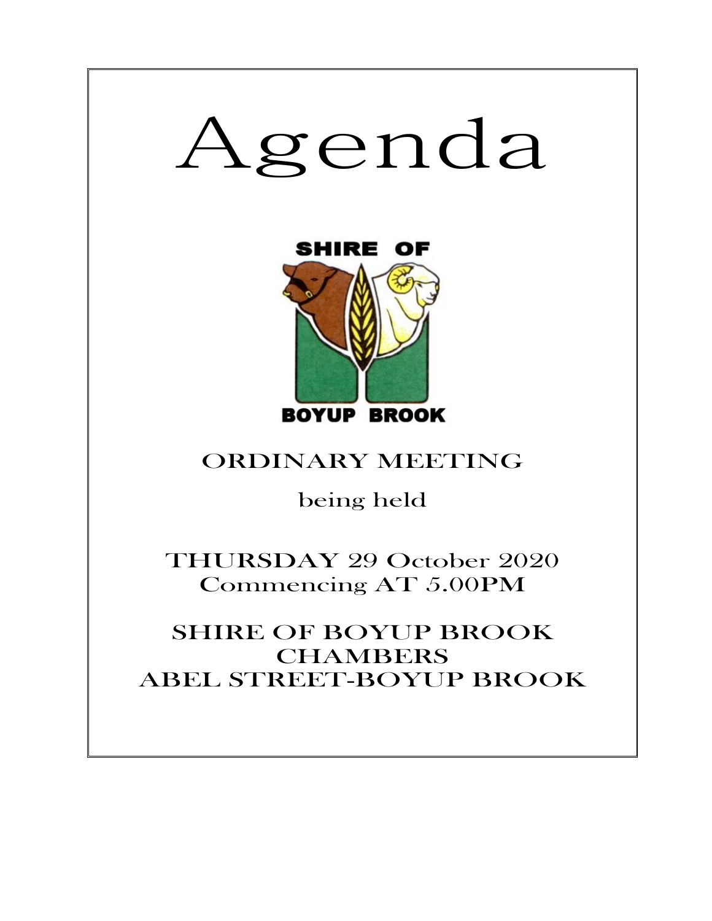# Agenda

SHIRE OF

BOYUP BROOK

## ORDINARY MEETING

being held

THURSDAY 29 October 2020
Commencing AT 5.00PM

SHIRE OF BOYUP BROOK
CHAMBERS
ABEL STREET-BOYUP BROOK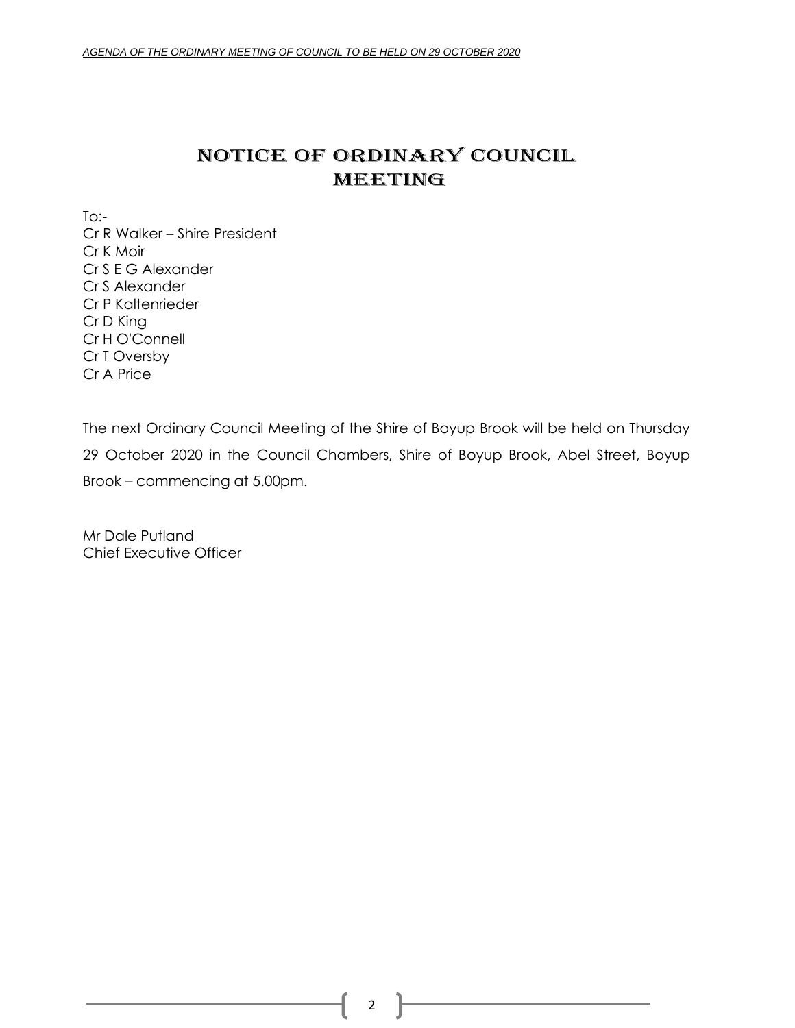# NOTICE OF ORDINARY COUNCIL MEETING

To:-
Cr R Walker – Shire President
Cr K Moir
Cr S E G Alexander
Cr S Alexander
Cr P Kaltenrieder
Cr D King
Cr H O'Connell
Cr T Oversby
Cr A Price

The next Ordinary Council Meeting of the Shire of Boyup Brook will be held on Thursday 29 October 2020 in the Council Chambers, Shire of Boyup Brook, Abel Street, Boyup Brook – commencing at 5.00pm.

Mr Dale Putland
Chief Executive Officer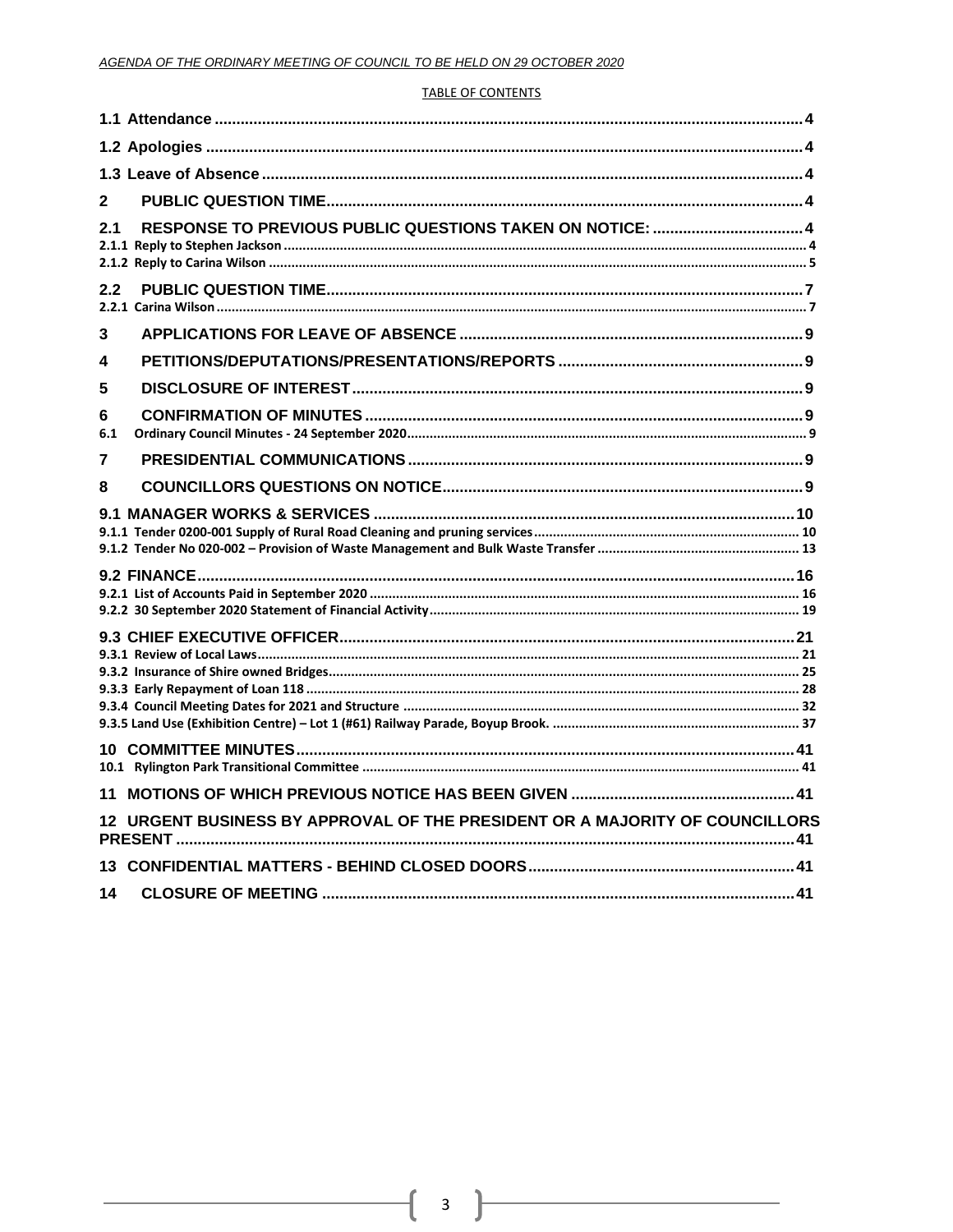TABLE OF CONTENTS

| | |
|---|---|
| **1.1 Attendance** | **4** |
| **1.2 Apologies** | **4** |
| **1.3 Leave of Absence** | **4** |
| **2 PUBLIC QUESTION TIME** | **4** |
| **2.1 RESPONSE TO PREVIOUS PUBLIC QUESTIONS TAKEN ON NOTICE:** | **4** |
| 2.1.1 Reply to Stephen Jackson | 4 |
| 2.1.2 Reply to Carina Wilson | 5 |
| **2.2 PUBLIC QUESTION TIME** | **7** |
| 2.2.1 Carina Wilson | 7 |
| **3 APPLICATIONS FOR LEAVE OF ABSENCE** | **9** |
| **4 PETITIONS/DEPUTATIONS/PRESENTATIONS/REPORTS** | **9** |
| **5 DISCLOSURE OF INTEREST** | **9** |
| **6 CONFIRMATION OF MINUTES** | **9** |
| 6.1 Ordinary Council Minutes - 24 September 2020 | 9 |
| **7 PRESIDENTIAL COMMUNICATIONS** | **9** |
| **8 COUNCILLORS QUESTIONS ON NOTICE** | **9** |
| **9.1 MANAGER WORKS & SERVICES** | **10** |
| 9.1.1 Tender 0200-001 Supply of Rural Road Cleaning and pruning services | 10 |
| 9.1.2 Tender No 020-002 – Provision of Waste Management and Bulk Waste Transfer | 13 |
| **9.2 FINANCE** | **16** |
| 9.2.1 List of Accounts Paid in September 2020 | 16 |
| 9.2.2 30 September 2020 Statement of Financial Activity | 19 |
| **9.3 CHIEF EXECUTIVE OFFICER** | **21** |
| 9.3.1 Review of Local Laws | 21 |
| 9.3.2 Insurance of Shire owned Bridges | 25 |
| 9.3.3 Early Repayment of Loan 118 | 28 |
| 9.3.4 Council Meeting Dates for 2021 and Structure | 32 |
| 9.3.5 Land Use (Exhibition Centre) – Lot 1 (#61) Railway Parade, Boyup Brook. | 37 |
| **10 COMMITTEE MINUTES** | **41** |
| 10.1 Rylington Park Transitional Committee | 41 |
| **11 MOTIONS OF WHICH PREVIOUS NOTICE HAS BEEN GIVEN** | **41** |
| **12 URGENT BUSINESS BY APPROVAL OF THE PRESIDENT OR A MAJORITY OF COUNCILLORS PRESENT** | **41** |
| **13 CONFIDENTIAL MATTERS - BEHIND CLOSED DOORS** | **41** |
| **14 CLOSURE OF MEETING** | **41** |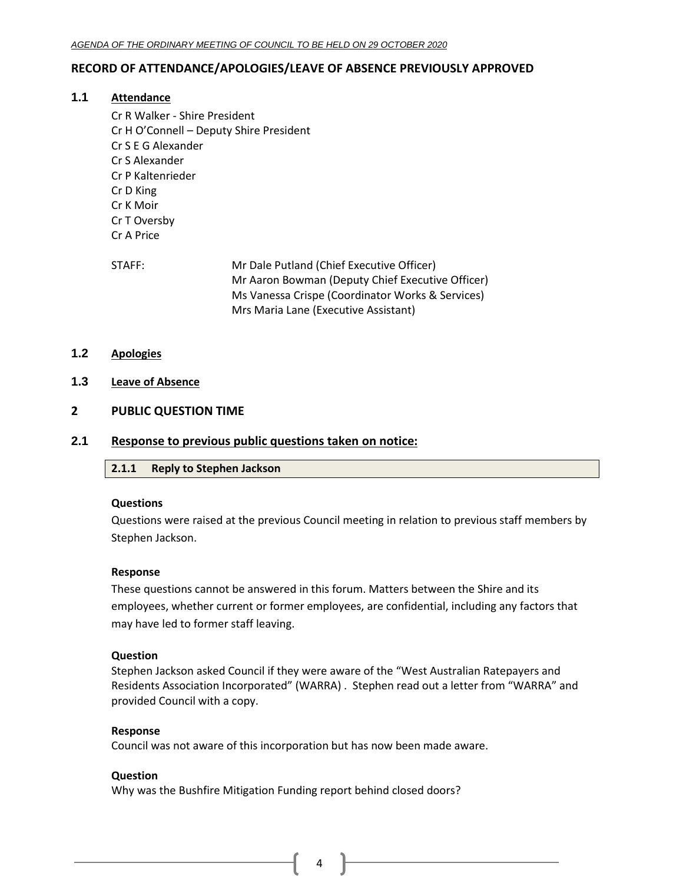## RECORD OF ATTENDANCE/APOLOGIES/LEAVE OF ABSENCE PREVIOUSLY APPROVED

### 1.1 Attendance

Cr R Walker - Shire President
Cr H O'Connell – Deputy Shire President
Cr S E G Alexander
Cr S Alexander
Cr P Kaltenrieder
Cr D King
Cr K Moir
Cr T Oversby
Cr A Price

STAFF:
Mr Dale Putland (Chief Executive Officer)
Mr Aaron Bowman (Deputy Chief Executive Officer)
Ms Vanessa Crispe (Coordinator Works & Services)
Mrs Maria Lane (Executive Assistant)

### 1.2 Apologies

### 1.3 Leave of Absence

## 2 PUBLIC QUESTION TIME

### 2.1 Response to previous public questions taken on notice:

#### 2.1.1 Reply to Stephen Jackson

**Questions**

Questions were raised at the previous Council meeting in relation to previous staff members by Stephen Jackson.

**Response**

These questions cannot be answered in this forum. Matters between the Shire and its employees, whether current or former employees, are confidential, including any factors that may have led to former staff leaving.

**Question**

Stephen Jackson asked Council if they were aware of the "West Australian Ratepayers and Residents Association Incorporated" (WARRA) . Stephen read out a letter from "WARRA" and provided Council with a copy.

**Response**

Council was not aware of this incorporation but has now been made aware.

**Question**

Why was the Bushfire Mitigation Funding report behind closed doors?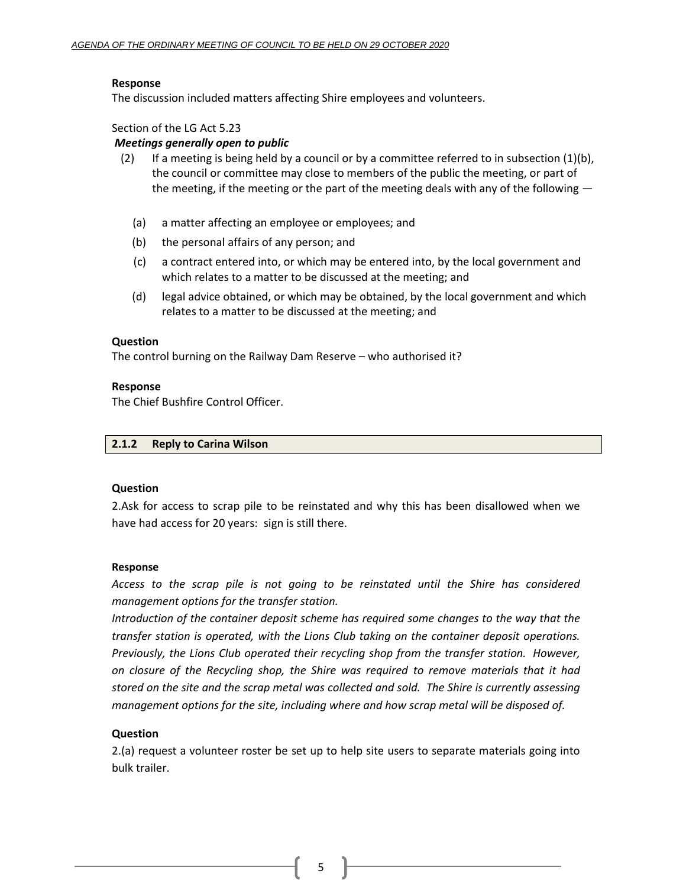**Response**

The discussion included matters affecting Shire employees and volunteers.

Section of the LG Act 5.23

***Meetings generally open to public***

(2) If a meeting is being held by a council or by a committee referred to in subsection (1)(b), the council or committee may close to members of the public the meeting, or part of the meeting, if the meeting or the part of the meeting deals with any of the following —

(a) a matter affecting an employee or employees; and

(b) the personal affairs of any person; and

(c) a contract entered into, or which may be entered into, by the local government and which relates to a matter to be discussed at the meeting; and

(d) legal advice obtained, or which may be obtained, by the local government and which relates to a matter to be discussed at the meeting; and

**Question**

The control burning on the Railway Dam Reserve – who authorised it?

**Response**

The Chief Bushfire Control Officer.

### 2.1.2 Reply to Carina Wilson

**Question**

2.Ask for access to scrap pile to be reinstated and why this has been disallowed when we have had access for 20 years: sign is still there.

**Response**

*Access to the scrap pile is not going to be reinstated until the Shire has considered management options for the transfer station.*

*Introduction of the container deposit scheme has required some changes to the way that the transfer station is operated, with the Lions Club taking on the container deposit operations. Previously, the Lions Club operated their recycling shop from the transfer station. However, on closure of the Recycling shop, the Shire was required to remove materials that it had stored on the site and the scrap metal was collected and sold. The Shire is currently assessing management options for the site, including where and how scrap metal will be disposed of.*

**Question**

2.(a) request a volunteer roster be set up to help site users to separate materials going into bulk trailer.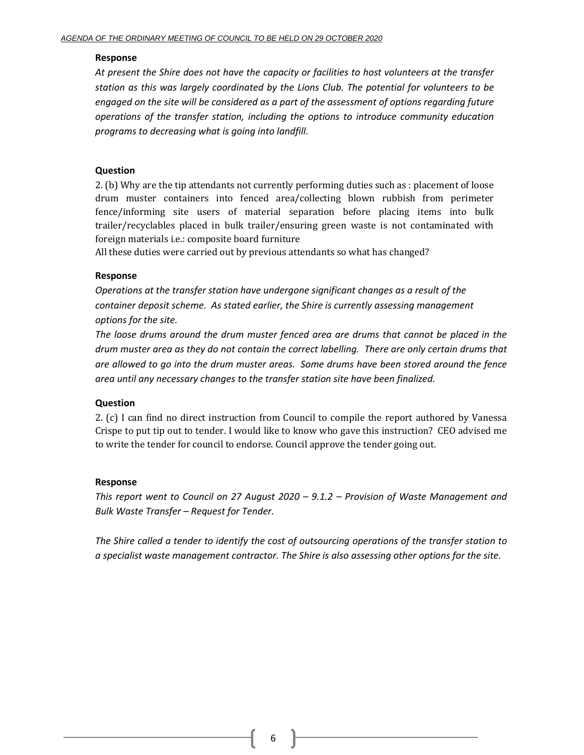**Response**

*At present the Shire does not have the capacity or facilities to host volunteers at the transfer station as this was largely coordinated by the Lions Club. The potential for volunteers to be engaged on the site will be considered as a part of the assessment of options regarding future operations of the transfer station, including the options to introduce community education programs to decreasing what is going into landfill.*

**Question**

2. (b) Why are the tip attendants not currently performing duties such as : placement of loose drum muster containers into fenced area/collecting blown rubbish from perimeter fence/informing site users of material separation before placing items into bulk trailer/recyclables placed in bulk trailer/ensuring green waste is not contaminated with foreign materials i.e.: composite board furniture

All these duties were carried out by previous attendants so what has changed?

**Response**

*Operations at the transfer station have undergone significant changes as a result of the container deposit scheme. As stated earlier, the Shire is currently assessing management options for the site.*

*The loose drums around the drum muster fenced area are drums that cannot be placed in the drum muster area as they do not contain the correct labelling. There are only certain drums that are allowed to go into the drum muster areas. Some drums have been stored around the fence area until any necessary changes to the transfer station site have been finalized.*

**Question**

2. (c) I can find no direct instruction from Council to compile the report authored by Vanessa Crispe to put tip out to tender. I would like to know who gave this instruction? CEO advised me to write the tender for council to endorse. Council approve the tender going out.

**Response**

*This report went to Council on 27 August 2020 – 9.1.2 – Provision of Waste Management and Bulk Waste Transfer – Request for Tender.*

*The Shire called a tender to identify the cost of outsourcing operations of the transfer station to a specialist waste management contractor. The Shire is also assessing other options for the site.*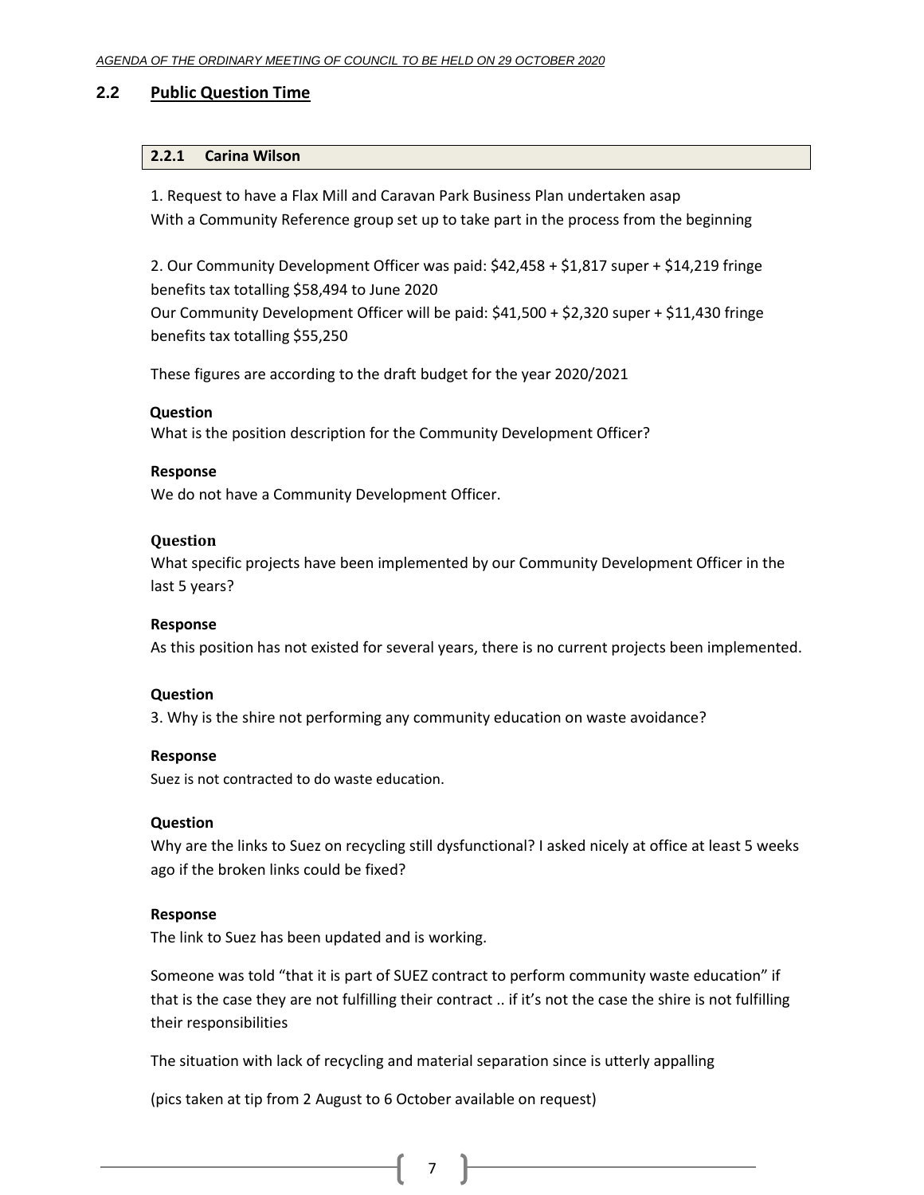## 2.2 Public Question Time

### 2.2.1 Carina Wilson

1. Request to have a Flax Mill and Caravan Park Business Plan undertaken asap
With a Community Reference group set up to take part in the process from the beginning

2. Our Community Development Officer was paid: $42,458 + $1,817 super + $14,219 fringe benefits tax totalling $58,494 to June 2020
Our Community Development Officer will be paid: $41,500 + $2,320 super + $11,430 fringe benefits tax totalling $55,250

These figures are according to the draft budget for the year 2020/2021

**Question**
What is the position description for the Community Development Officer?

**Response**
We do not have a Community Development Officer.

**Question**
What specific projects have been implemented by our Community Development Officer in the last 5 years?

**Response**
As this position has not existed for several years, there is no current projects been implemented.

**Question**
3. Why is the shire not performing any community education on waste avoidance?

**Response**
Suez is not contracted to do waste education.

**Question**
Why are the links to Suez on recycling still dysfunctional? I asked nicely at office at least 5 weeks ago if the broken links could be fixed?

**Response**
The link to Suez has been updated and is working.

Someone was told "that it is part of SUEZ contract to perform community waste education" if that is the case they are not fulfilling their contract .. if it's not the case the shire is not fulfilling their responsibilities

The situation with lack of recycling and material separation since is utterly appalling

(pics taken at tip from 2 August to 6 October available on request)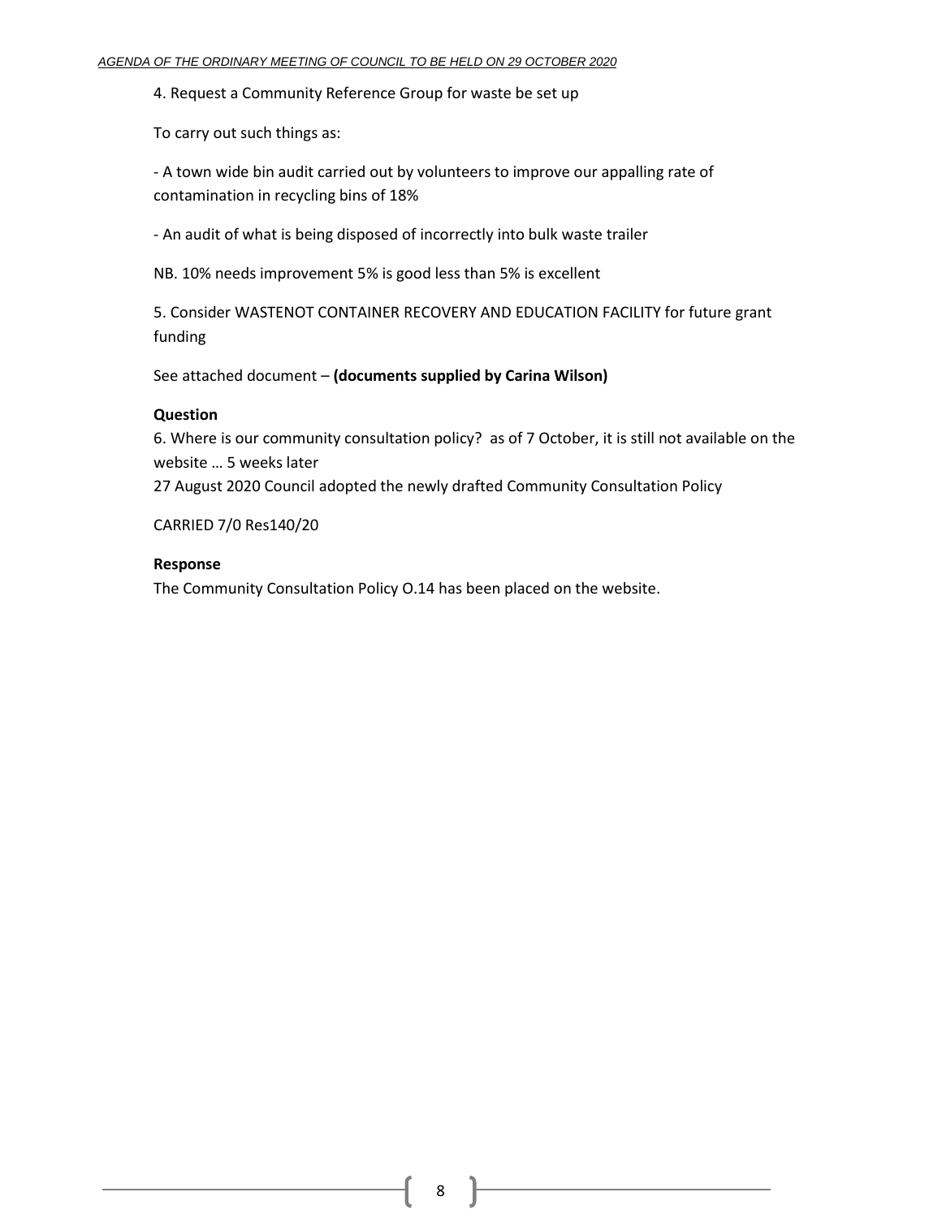4. Request a Community Reference Group for waste be set up

To carry out such things as:

- A town wide bin audit carried out by volunteers to improve our appalling rate of contamination in recycling bins of 18%

- An audit of what is being disposed of incorrectly into bulk waste trailer

NB. 10% needs improvement 5% is good less than 5% is excellent

5. Consider WASTENOT CONTAINER RECOVERY AND EDUCATION FACILITY for future grant funding

See attached document – **(documents supplied by Carina Wilson)**

**Question**

6. Where is our community consultation policy?  as of 7 October, it is still not available on the website … 5 weeks later

27 August 2020 Council adopted the newly drafted Community Consultation Policy

CARRIED 7/0 Res140/20

**Response**

The Community Consultation Policy O.14 has been placed on the website.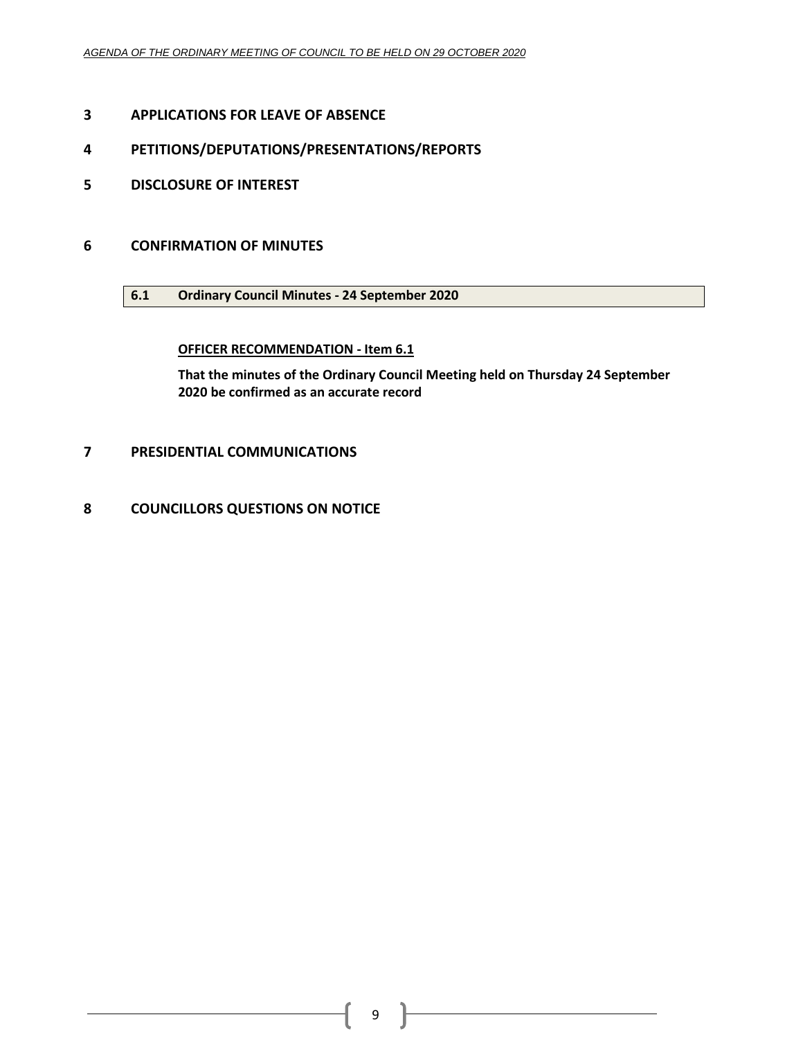## 3 APPLICATIONS FOR LEAVE OF ABSENCE

## 4 PETITIONS/DEPUTATIONS/PRESENTATIONS/REPORTS

## 5 DISCLOSURE OF INTEREST

## 6 CONFIRMATION OF MINUTES

### 6.1 Ordinary Council Minutes - 24 September 2020

**OFFICER RECOMMENDATION - Item 6.1**

**That the minutes of the Ordinary Council Meeting held on Thursday 24 September 2020 be confirmed as an accurate record**

## 7 PRESIDENTIAL COMMUNICATIONS

## 8 COUNCILLORS QUESTIONS ON NOTICE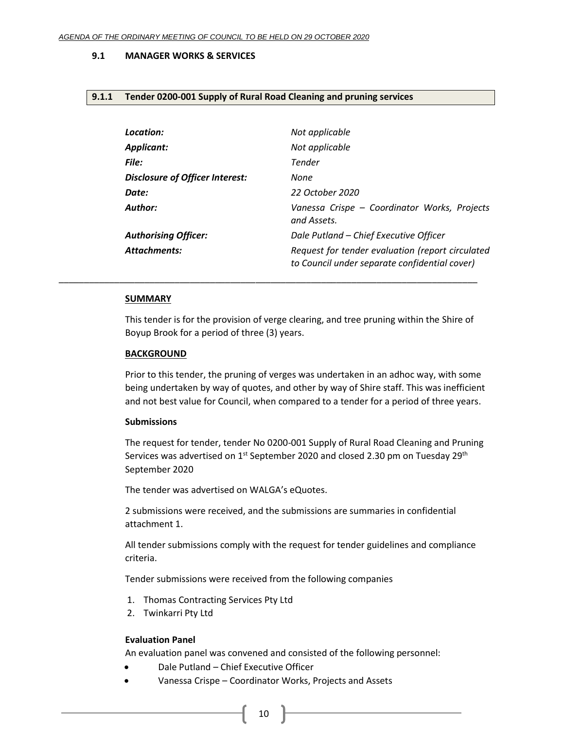### 9.1 MANAGER WORKS & SERVICES

#### 9.1.1 Tender 0200-001 Supply of Rural Road Cleaning and pruning services

| | |
|---|---|
| ***Location:*** | *Not applicable* |
| ***Applicant:*** | *Not applicable* |
| ***File:*** | *Tender* |
| ***Disclosure of Officer Interest:*** | *None* |
| ***Date:*** | *22 October 2020* |
| ***Author:*** | *Vanessa Crispe – Coordinator Works, Projects and Assets.* |
| ***Authorising Officer:*** | *Dale Putland – Chief Executive Officer* |
| ***Attachments:*** | *Request for tender evaluation (report circulated to Council under separate confidential cover)* |

---

**SUMMARY**

This tender is for the provision of verge clearing, and tree pruning within the Shire of Boyup Brook for a period of three (3) years.

**BACKGROUND**

Prior to this tender, the pruning of verges was undertaken in an adhoc way, with some being undertaken by way of quotes, and other by way of Shire staff. This was inefficient and not best value for Council, when compared to a tender for a period of three years.

**Submissions**

The request for tender, tender No 0200-001 Supply of Rural Road Cleaning and Pruning Services was advertised on 1st September 2020 and closed 2.30 pm on Tuesday 29th September 2020

The tender was advertised on WALGA's eQuotes.

2 submissions were received, and the submissions are summaries in confidential attachment 1.

All tender submissions comply with the request for tender guidelines and compliance criteria.

Tender submissions were received from the following companies

1. Thomas Contracting Services Pty Ltd
2. Twinkarri Pty Ltd

**Evaluation Panel**

An evaluation panel was convened and consisted of the following personnel:

- Dale Putland – Chief Executive Officer
- Vanessa Crispe – Coordinator Works, Projects and Assets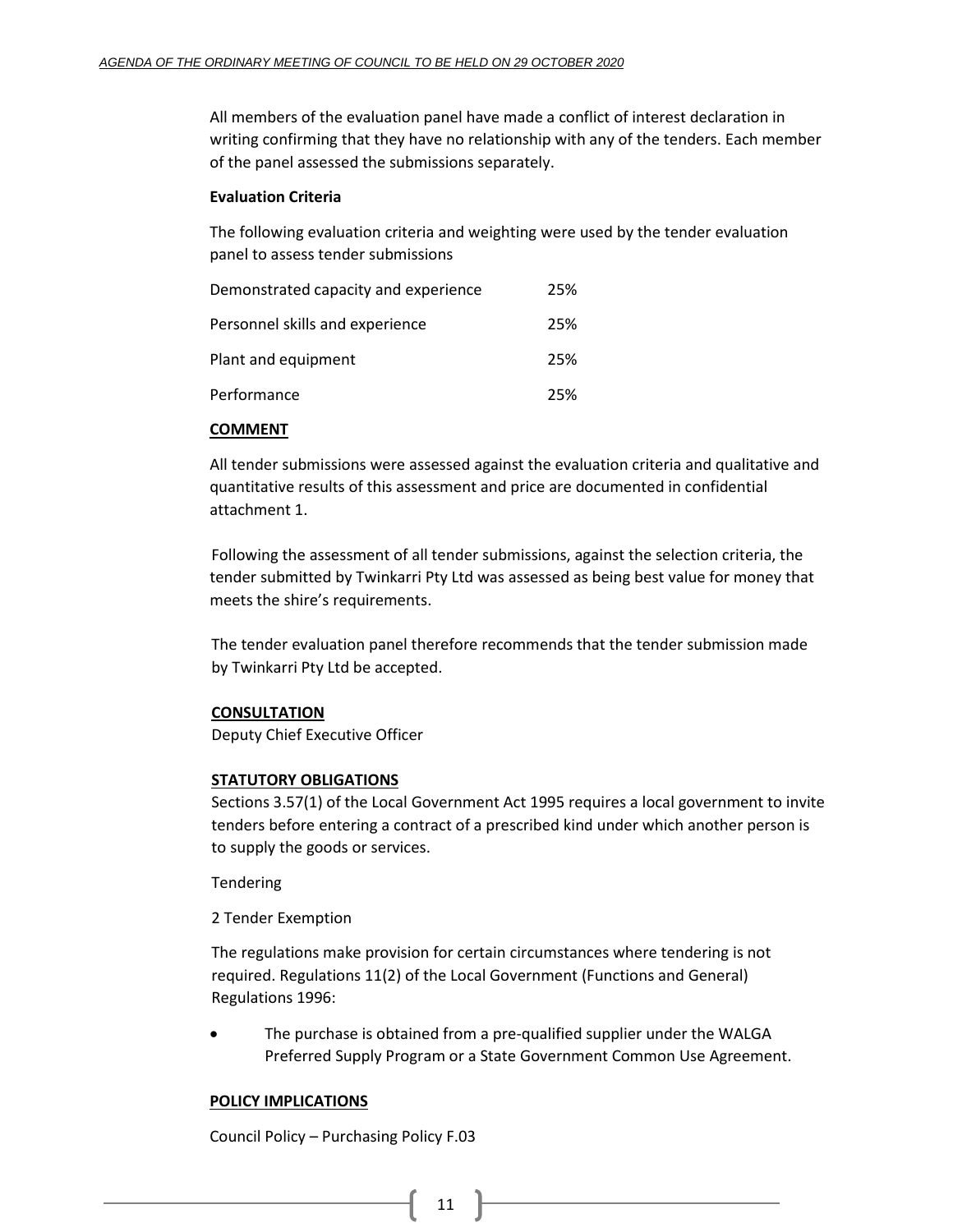All members of the evaluation panel have made a conflict of interest declaration in writing confirming that they have no relationship with any of the tenders. Each member of the panel assessed the submissions separately.

**Evaluation Criteria**

The following evaluation criteria and weighting were used by the tender evaluation panel to assess tender submissions

| | |
|---|---|
| Demonstrated capacity and experience | 25% |
| Personnel skills and experience | 25% |
| Plant and equipment | 25% |
| Performance | 25% |

**COMMENT**

All tender submissions were assessed against the evaluation criteria and qualitative and quantitative results of this assessment and price are documented in confidential attachment 1.

Following the assessment of all tender submissions, against the selection criteria, the tender submitted by Twinkarri Pty Ltd was assessed as being best value for money that meets the shire's requirements.

The tender evaluation panel therefore recommends that the tender submission made by Twinkarri Pty Ltd be accepted.

**CONSULTATION**

Deputy Chief Executive Officer

**STATUTORY OBLIGATIONS**

Sections 3.57(1) of the Local Government Act 1995 requires a local government to invite tenders before entering a contract of a prescribed kind under which another person is to supply the goods or services.

Tendering

2 Tender Exemption

The regulations make provision for certain circumstances where tendering is not required. Regulations 11(2) of the Local Government (Functions and General) Regulations 1996:

- The purchase is obtained from a pre-qualified supplier under the WALGA Preferred Supply Program or a State Government Common Use Agreement.

**POLICY IMPLICATIONS**

Council Policy – Purchasing Policy F.03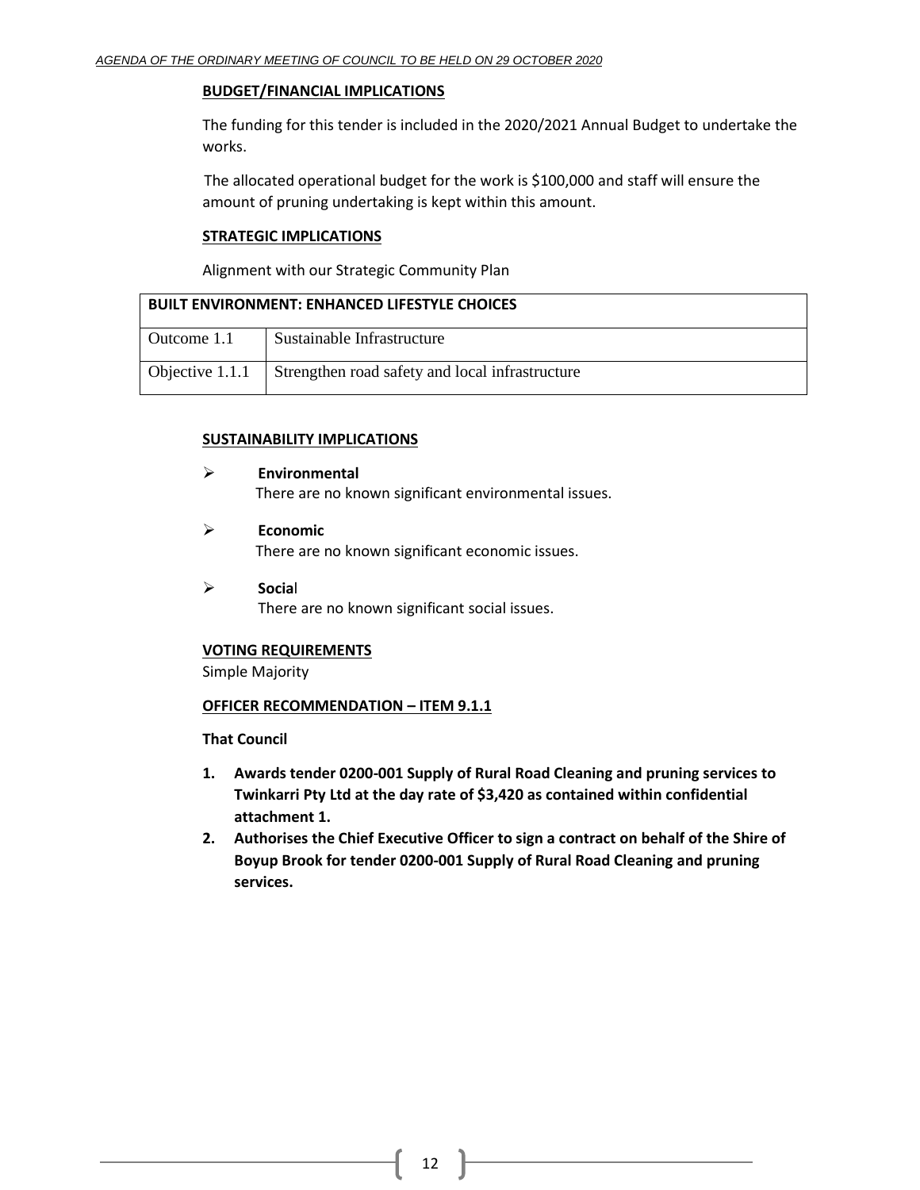**BUDGET/FINANCIAL IMPLICATIONS**

The funding for this tender is included in the 2020/2021 Annual Budget to undertake the works.

The allocated operational budget for the work is $100,000 and staff will ensure the amount of pruning undertaking is kept within this amount.

**STRATEGIC IMPLICATIONS**

Alignment with our Strategic Community Plan

| BUILT ENVIRONMENT: ENHANCED LIFESTYLE CHOICES | |
|---|---|
| Outcome 1.1 | Sustainable Infrastructure |
| Objective 1.1.1 | Strengthen road safety and local infrastructure |

**SUSTAINABILITY IMPLICATIONS**

- **Environmental**
  There are no known significant environmental issues.
- **Economic**
  There are no known significant economic issues.
- **Social**
  There are no known significant social issues.

**VOTING REQUIREMENTS**

Simple Majority

**OFFICER RECOMMENDATION – ITEM 9.1.1**

**That Council**

1. **Awards tender 0200-001 Supply of Rural Road Cleaning and pruning services to Twinkarri Pty Ltd at the day rate of $3,420 as contained within confidential attachment 1.**
2. **Authorises the Chief Executive Officer to sign a contract on behalf of the Shire of Boyup Brook for tender 0200-001 Supply of Rural Road Cleaning and pruning services.**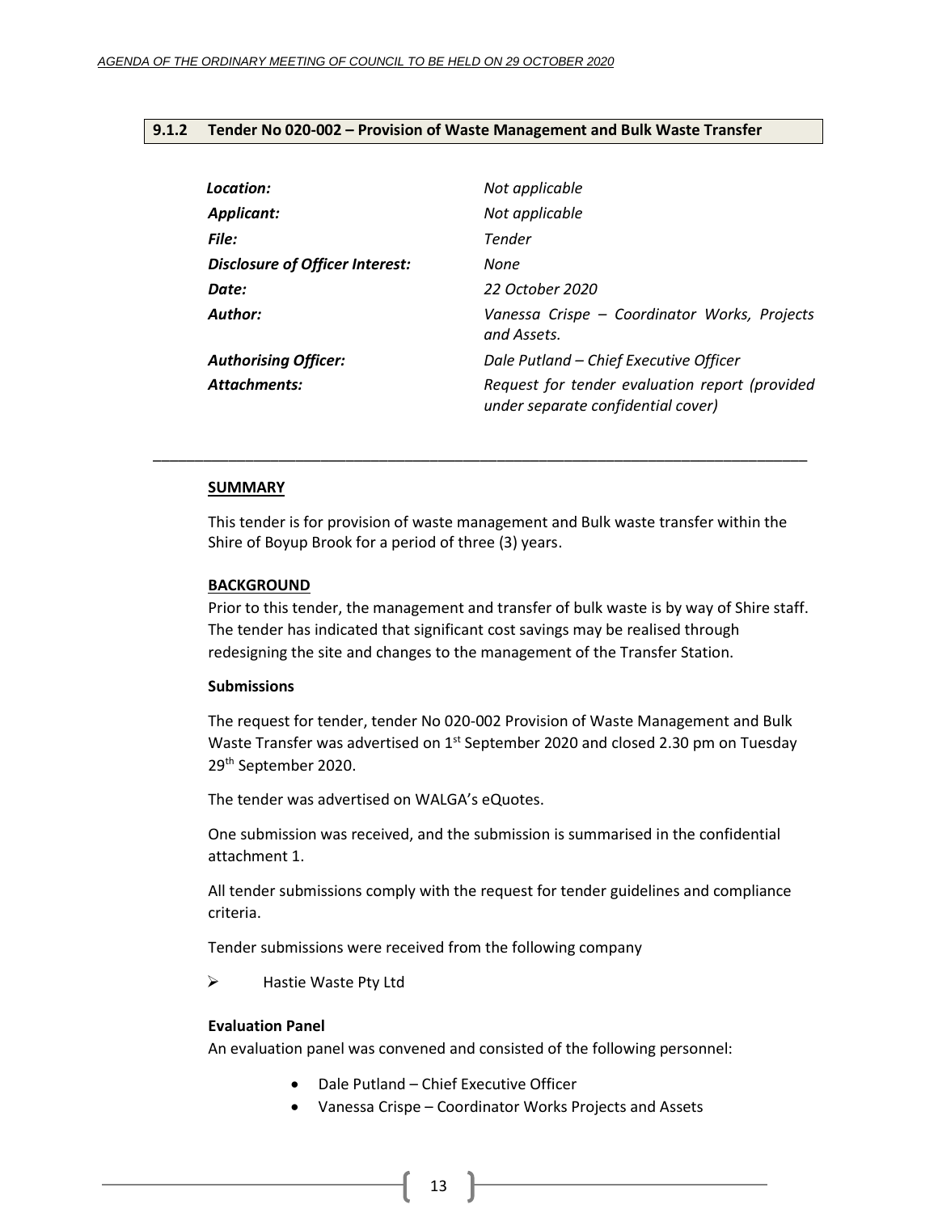### 9.1.2 Tender No 020-002 – Provision of Waste Management and Bulk Waste Transfer

| | |
|---|---|
| ***Location:*** | *Not applicable* |
| ***Applicant:*** | *Not applicable* |
| ***File:*** | *Tender* |
| ***Disclosure of Officer Interest:*** | *None* |
| ***Date:*** | *22 October 2020* |
| ***Author:*** | *Vanessa Crispe – Coordinator Works, Projects and Assets.* |
| ***Authorising Officer:*** | *Dale Putland – Chief Executive Officer* |
| ***Attachments:*** | *Request for tender evaluation report (provided under separate confidential cover)* |

---

**SUMMARY**

This tender is for provision of waste management and Bulk waste transfer within the Shire of Boyup Brook for a period of three (3) years.

**BACKGROUND**

Prior to this tender, the management and transfer of bulk waste is by way of Shire staff. The tender has indicated that significant cost savings may be realised through redesigning the site and changes to the management of the Transfer Station.

**Submissions**

The request for tender, tender No 020-002 Provision of Waste Management and Bulk Waste Transfer was advertised on 1st September 2020 and closed 2.30 pm on Tuesday 29th September 2020.

The tender was advertised on WALGA's eQuotes.

One submission was received, and the submission is summarised in the confidential attachment 1.

All tender submissions comply with the request for tender guidelines and compliance criteria.

Tender submissions were received from the following company

- Hastie Waste Pty Ltd

**Evaluation Panel**

An evaluation panel was convened and consisted of the following personnel:

- Dale Putland – Chief Executive Officer
- Vanessa Crispe – Coordinator Works Projects and Assets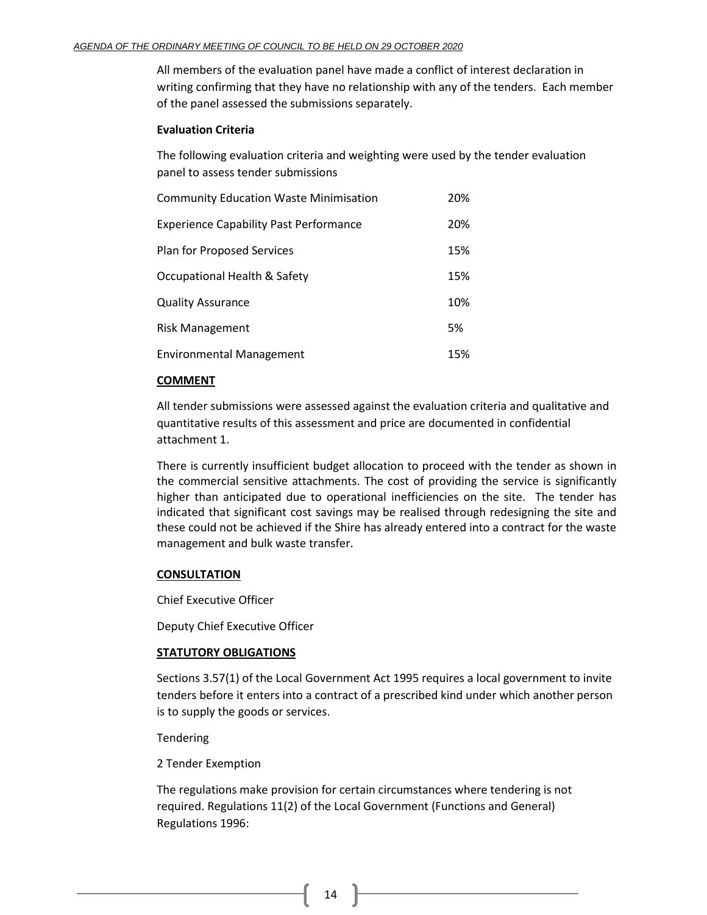All members of the evaluation panel have made a conflict of interest declaration in writing confirming that they have no relationship with any of the tenders. Each member of the panel assessed the submissions separately.

**Evaluation Criteria**

The following evaluation criteria and weighting were used by the tender evaluation panel to assess tender submissions

| | |
|---|---|
| Community Education Waste Minimisation | 20% |
| Experience Capability Past Performance | 20% |
| Plan for Proposed Services | 15% |
| Occupational Health & Safety | 15% |
| Quality Assurance | 10% |
| Risk Management | 5% |
| Environmental Management | 15% |

**COMMENT**

All tender submissions were assessed against the evaluation criteria and qualitative and quantitative results of this assessment and price are documented in confidential attachment 1.

There is currently insufficient budget allocation to proceed with the tender as shown in the commercial sensitive attachments. The cost of providing the service is significantly higher than anticipated due to operational inefficiencies on the site. The tender has indicated that significant cost savings may be realised through redesigning the site and these could not be achieved if the Shire has already entered into a contract for the waste management and bulk waste transfer.

**CONSULTATION**

Chief Executive Officer

Deputy Chief Executive Officer

**STATUTORY OBLIGATIONS**

Sections 3.57(1) of the Local Government Act 1995 requires a local government to invite tenders before it enters into a contract of a prescribed kind under which another person is to supply the goods or services.

Tendering

2 Tender Exemption

The regulations make provision for certain circumstances where tendering is not required. Regulations 11(2) of the Local Government (Functions and General) Regulations 1996: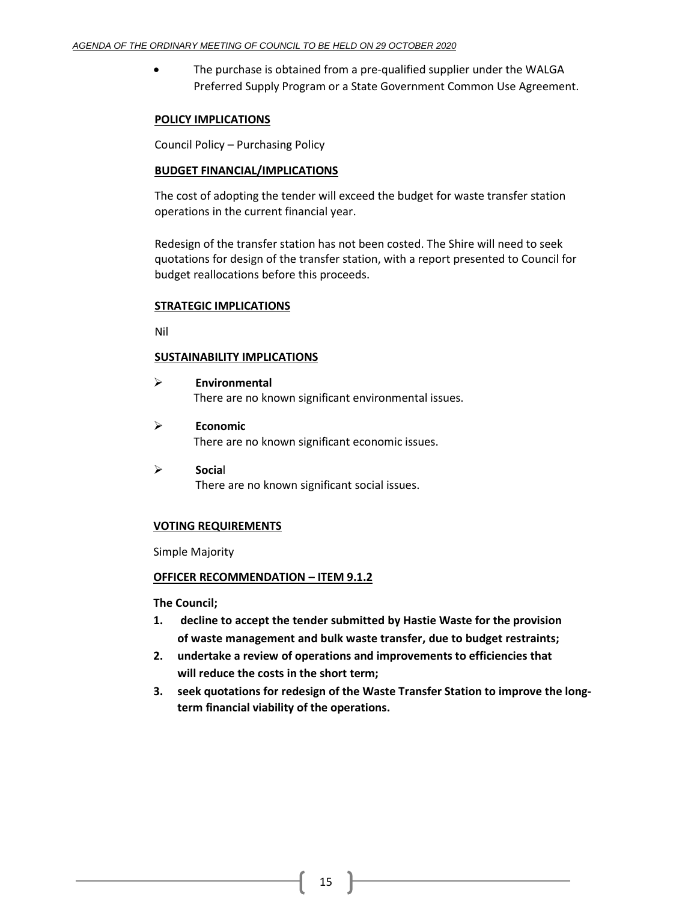- The purchase is obtained from a pre-qualified supplier under the WALGA Preferred Supply Program or a State Government Common Use Agreement.

**POLICY IMPLICATIONS**

Council Policy – Purchasing Policy

**BUDGET FINANCIAL/IMPLICATIONS**

The cost of adopting the tender will exceed the budget for waste transfer station operations in the current financial year.

Redesign of the transfer station has not been costed. The Shire will need to seek quotations for design of the transfer station, with a report presented to Council for budget reallocations before this proceeds.

**STRATEGIC IMPLICATIONS**

Nil

**SUSTAINABILITY IMPLICATIONS**

- **Environmental**
  There are no known significant environmental issues.
- **Economic**
  There are no known significant economic issues.
- **Social**
  There are no known significant social issues.

**VOTING REQUIREMENTS**

Simple Majority

**OFFICER RECOMMENDATION – ITEM 9.1.2**

**The Council;**

1. **decline to accept the tender submitted by Hastie Waste for the provision of waste management and bulk waste transfer, due to budget restraints;**
2. **undertake a review of operations and improvements to efficiencies that will reduce the costs in the short term;**
3. **seek quotations for redesign of the Waste Transfer Station to improve the long-term financial viability of the operations.**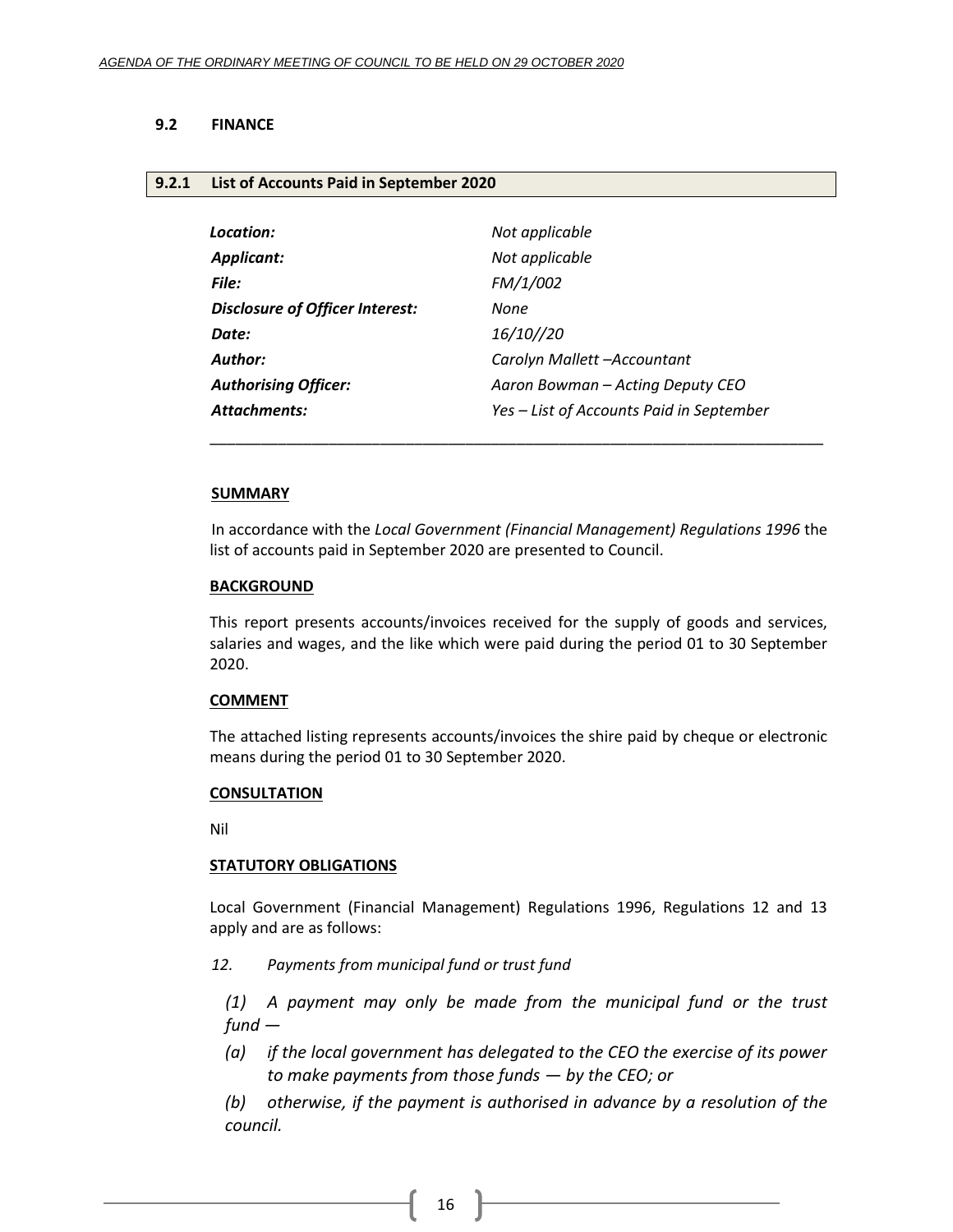## 9.2 FINANCE

### 9.2.1 List of Accounts Paid in September 2020

| | |
|---|---|
| ***Location:*** | *Not applicable* |
| ***Applicant:*** | *Not applicable* |
| ***File:*** | *FM/1/002* |
| ***Disclosure of Officer Interest:*** | *None* |
| ***Date:*** | *16/10//20* |
| ***Author:*** | *Carolyn Mallett –Accountant* |
| ***Authorising Officer:*** | *Aaron Bowman – Acting Deputy CEO* |
| ***Attachments:*** | *Yes – List of Accounts Paid in September* |

---

**SUMMARY**

In accordance with the *Local Government (Financial Management) Regulations 1996* the list of accounts paid in September 2020 are presented to Council.

**BACKGROUND**

This report presents accounts/invoices received for the supply of goods and services, salaries and wages, and the like which were paid during the period 01 to 30 September 2020.

**COMMENT**

The attached listing represents accounts/invoices the shire paid by cheque or electronic means during the period 01 to 30 September 2020.

**CONSULTATION**

Nil

**STATUTORY OBLIGATIONS**

Local Government (Financial Management) Regulations 1996, Regulations 12 and 13 apply and are as follows:

*12. Payments from municipal fund or trust fund*

*(1) A payment may only be made from the municipal fund or the trust fund —*

*(a) if the local government has delegated to the CEO the exercise of its power to make payments from those funds — by the CEO; or*

*(b) otherwise, if the payment is authorised in advance by a resolution of the council.*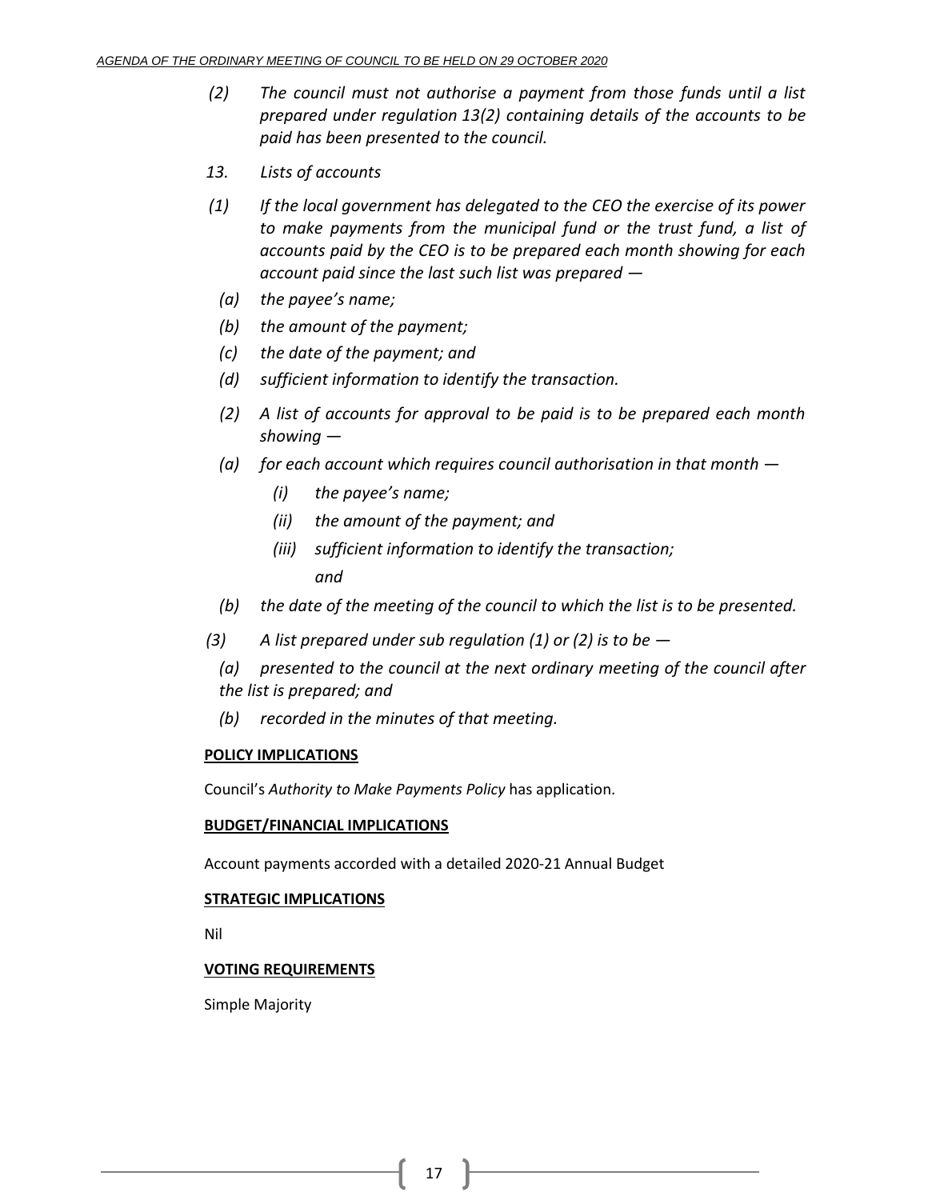*(2) The council must not authorise a payment from those funds until a list prepared under regulation 13(2) containing details of the accounts to be paid has been presented to the council.*

*13. Lists of accounts*

*(1) If the local government has delegated to the CEO the exercise of its power to make payments from the municipal fund or the trust fund, a list of accounts paid by the CEO is to be prepared each month showing for each account paid since the last such list was prepared —*

*(a) the payee's name;*

*(b) the amount of the payment;*

*(c) the date of the payment; and*

*(d) sufficient information to identify the transaction.*

*(2) A list of accounts for approval to be paid is to be prepared each month showing —*

*(a) for each account which requires council authorisation in that month —*

*(i) the payee's name;*

*(ii) the amount of the payment; and*

*(iii) sufficient information to identify the transaction; and*

*(b) the date of the meeting of the council to which the list is to be presented.*

*(3) A list prepared under sub regulation (1) or (2) is to be —*

*(a) presented to the council at the next ordinary meeting of the council after the list is prepared; and*

*(b) recorded in the minutes of that meeting.*

**POLICY IMPLICATIONS**

Council's *Authority to Make Payments Policy* has application.

**BUDGET/FINANCIAL IMPLICATIONS**

Account payments accorded with a detailed 2020-21 Annual Budget

**STRATEGIC IMPLICATIONS**

Nil

**VOTING REQUIREMENTS**

Simple Majority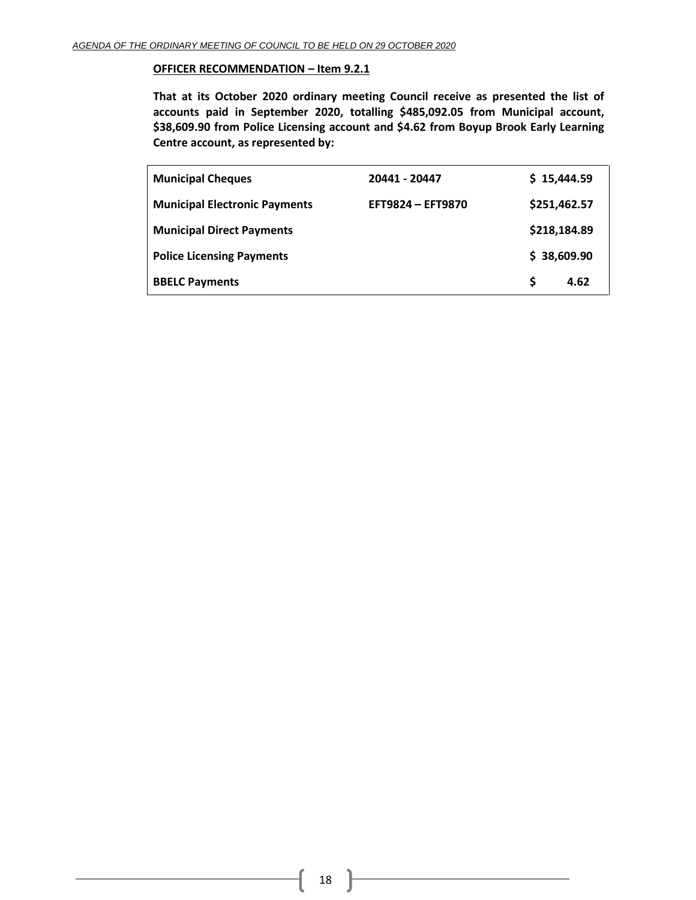**OFFICER RECOMMENDATION – Item 9.2.1**

**That at its October 2020 ordinary meeting Council receive as presented the list of accounts paid in September 2020, totalling $485,092.05 from Municipal account, $38,609.90 from Police Licensing account and $4.62 from Boyup Brook Early Learning Centre account, as represented by:**

| | | |
|---|---|---|
| **Municipal Cheques** | **20441 - 20447** | **$ 15,444.59** |
| **Municipal Electronic Payments** | **EFT9824 – EFT9870** | **$251,462.57** |
| **Municipal Direct Payments** | | **$218,184.89** |
| **Police Licensing Payments** | | **$ 38,609.90** |
| **BBELC Payments** | | **$ 4.62** |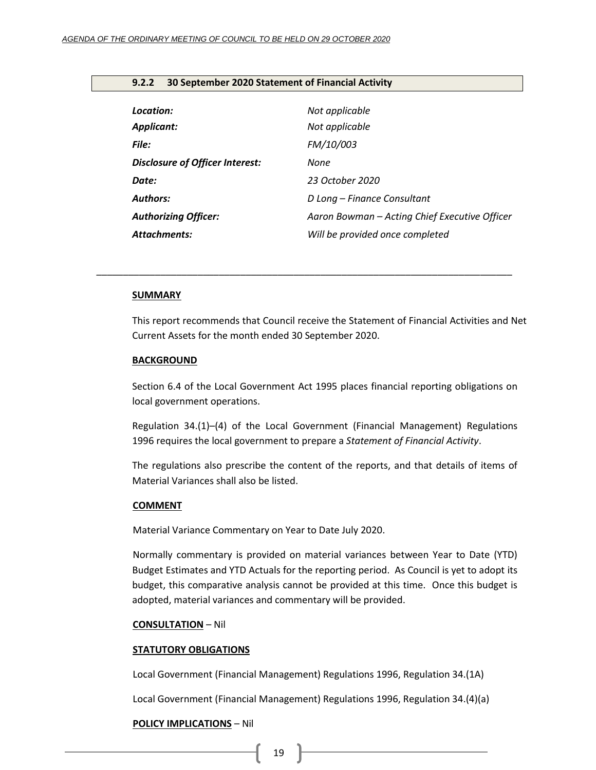### 9.2.2 30 September 2020 Statement of Financial Activity

| | |
|---|---|
| ***Location:*** | *Not applicable* |
| ***Applicant:*** | *Not applicable* |
| ***File:*** | *FM/10/003* |
| ***Disclosure of Officer Interest:*** | *None* |
| ***Date:*** | *23 October 2020* |
| ***Authors:*** | *D Long – Finance Consultant* |
| ***Authorizing Officer:*** | *Aaron Bowman – Acting Chief Executive Officer* |
| ***Attachments:*** | *Will be provided once completed* |

---

**SUMMARY**

This report recommends that Council receive the Statement of Financial Activities and Net Current Assets for the month ended 30 September 2020.

**BACKGROUND**

Section 6.4 of the Local Government Act 1995 places financial reporting obligations on local government operations.

Regulation 34.(1)–(4) of the Local Government (Financial Management) Regulations 1996 requires the local government to prepare a *Statement of Financial Activity*.

The regulations also prescribe the content of the reports, and that details of items of Material Variances shall also be listed.

**COMMENT**

Material Variance Commentary on Year to Date July 2020.

Normally commentary is provided on material variances between Year to Date (YTD) Budget Estimates and YTD Actuals for the reporting period. As Council is yet to adopt its budget, this comparative analysis cannot be provided at this time. Once this budget is adopted, material variances and commentary will be provided.

**CONSULTATION** – Nil

**STATUTORY OBLIGATIONS**

Local Government (Financial Management) Regulations 1996, Regulation 34.(1A)

Local Government (Financial Management) Regulations 1996, Regulation 34.(4)(a)

**POLICY IMPLICATIONS** – Nil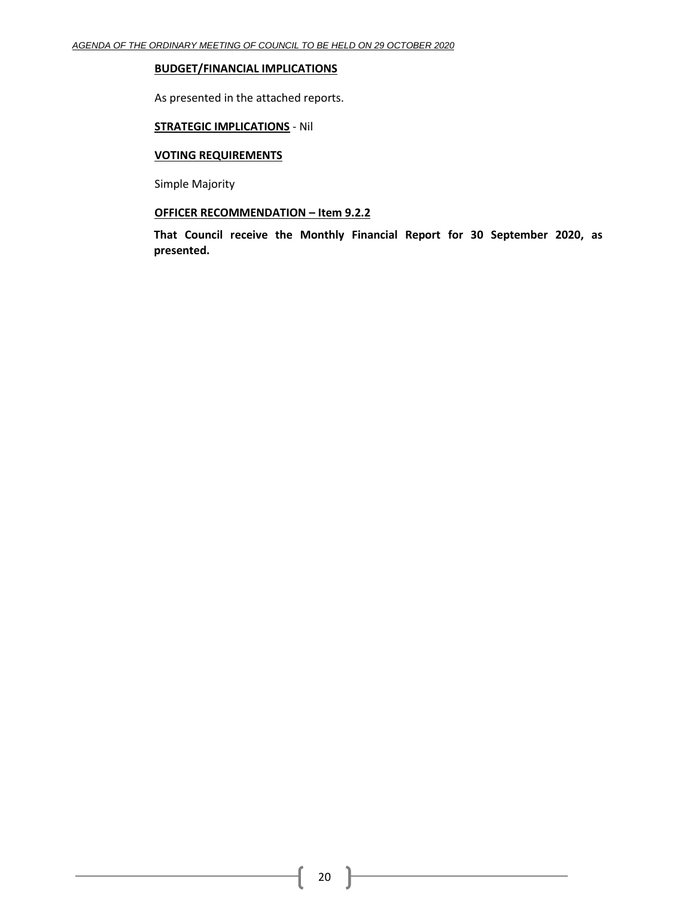**BUDGET/FINANCIAL IMPLICATIONS**

As presented in the attached reports.

**STRATEGIC IMPLICATIONS** - Nil

**VOTING REQUIREMENTS**

Simple Majority

**OFFICER RECOMMENDATION – Item 9.2.2**

**That Council receive the Monthly Financial Report for 30 September 2020, as presented.**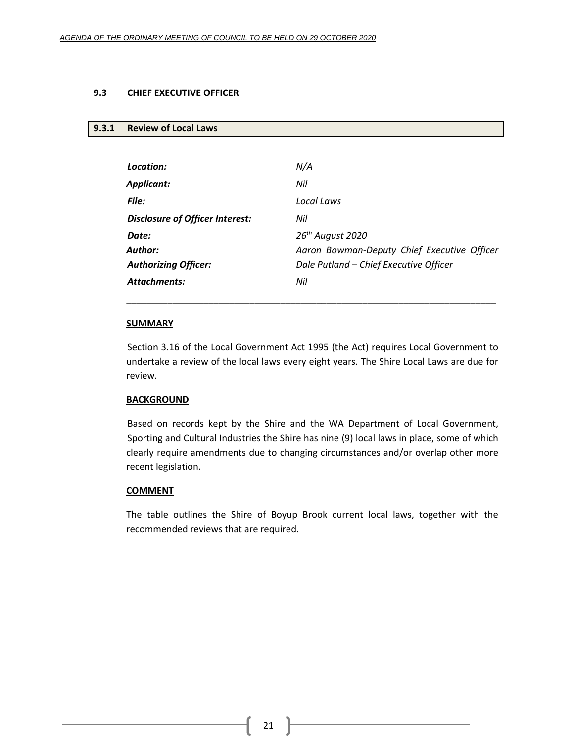## 9.3 CHIEF EXECUTIVE OFFICER

### 9.3.1 Review of Local Laws

| | |
|---|---|
| ***Location:*** | *N/A* |
| ***Applicant:*** | *Nil* |
| ***File:*** | *Local Laws* |
| ***Disclosure of Officer Interest:*** | *Nil* |
| ***Date:*** | *26th August 2020* |
| ***Author:*** | *Aaron Bowman-Deputy Chief Executive Officer* |
| ***Authorizing Officer:*** | *Dale Putland – Chief Executive Officer* |
| ***Attachments:*** | *Nil* |

---

**SUMMARY**

Section 3.16 of the Local Government Act 1995 (the Act) requires Local Government to undertake a review of the local laws every eight years. The Shire Local Laws are due for review.

**BACKGROUND**

Based on records kept by the Shire and the WA Department of Local Government, Sporting and Cultural Industries the Shire has nine (9) local laws in place, some of which clearly require amendments due to changing circumstances and/or overlap other more recent legislation.

**COMMENT**

The table outlines the Shire of Boyup Brook current local laws, together with the recommended reviews that are required.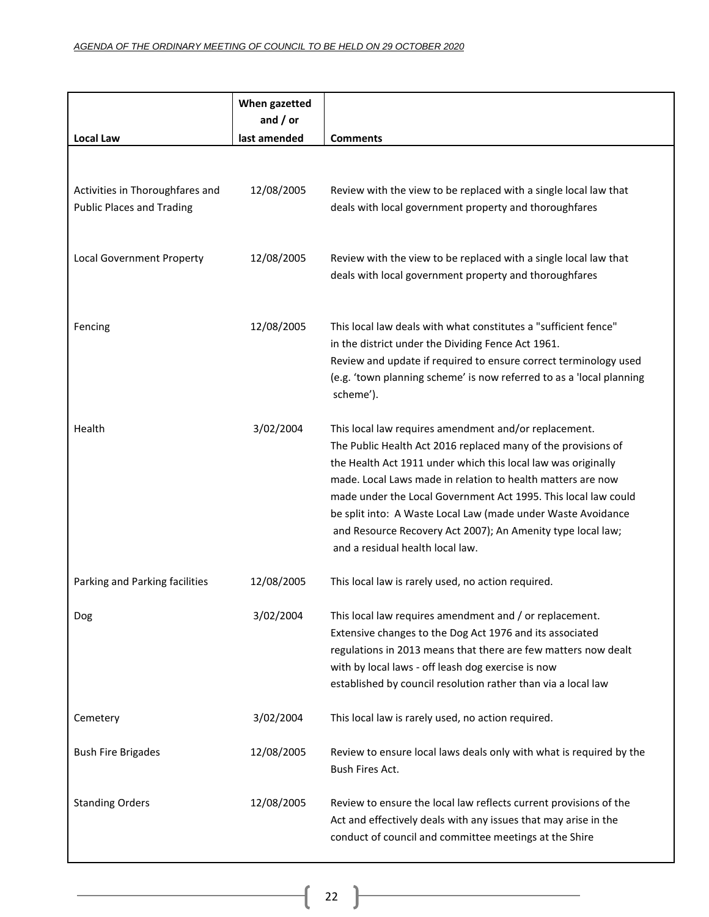| Local Law | When gazetted and / or last amended | Comments |
|---|---|---|
| Activities in Thoroughfares and Public Places and Trading | 12/08/2005 | Review with the view to be replaced with a single local law that deals with local government property and thoroughfares |
| Local Government Property | 12/08/2005 | Review with the view to be replaced with a single local law that deals with local government property and thoroughfares |
| Fencing | 12/08/2005 | This local law deals with what constitutes a "sufficient fence" in the district under the Dividing Fence Act 1961. Review and update if required to ensure correct terminology used (e.g. 'town planning scheme' is now referred to as a 'local planning scheme'). |
| Health | 3/02/2004 | This local law requires amendment and/or replacement. The Public Health Act 2016 replaced many of the provisions of the Health Act 1911 under which this local law was originally made. Local Laws made in relation to health matters are now made under the Local Government Act 1995. This local law could be split into: A Waste Local Law (made under Waste Avoidance and Resource Recovery Act 2007); An Amenity type local law; and a residual health local law. |
| Parking and Parking facilities | 12/08/2005 | This local law is rarely used, no action required. |
| Dog | 3/02/2004 | This local law requires amendment and / or replacement. Extensive changes to the Dog Act 1976 and its associated regulations in 2013 means that there are few matters now dealt with by local laws - off leash dog exercise is now established by council resolution rather than via a local law |
| Cemetery | 3/02/2004 | This local law is rarely used, no action required. |
| Bush Fire Brigades | 12/08/2005 | Review to ensure local laws deals only with what is required by the Bush Fires Act. |
| Standing Orders | 12/08/2005 | Review to ensure the local law reflects current provisions of the Act and effectively deals with any issues that may arise in the conduct of council and committee meetings at the Shire |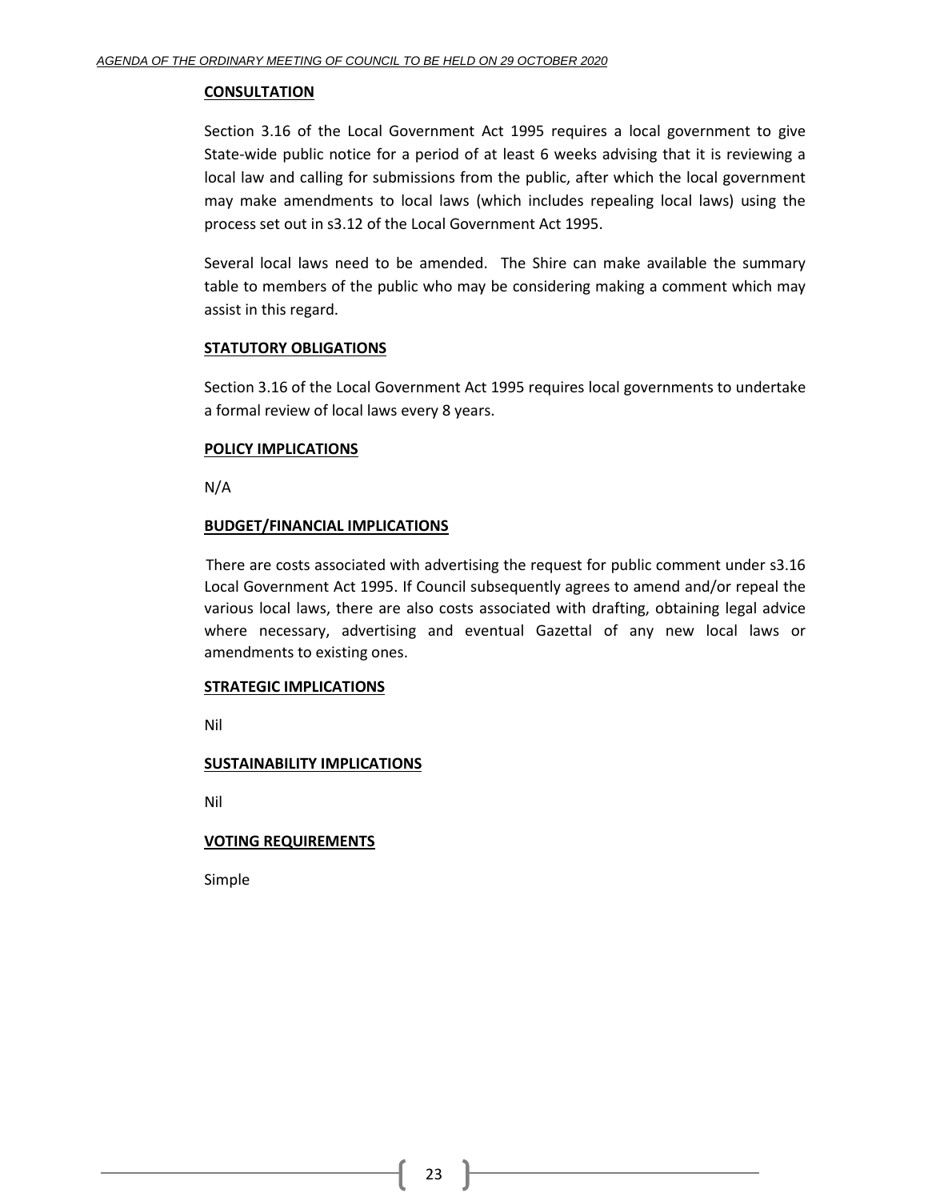**CONSULTATION**

Section 3.16 of the Local Government Act 1995 requires a local government to give State-wide public notice for a period of at least 6 weeks advising that it is reviewing a local law and calling for submissions from the public, after which the local government may make amendments to local laws (which includes repealing local laws) using the process set out in s3.12 of the Local Government Act 1995.

Several local laws need to be amended. The Shire can make available the summary table to members of the public who may be considering making a comment which may assist in this regard.

**STATUTORY OBLIGATIONS**

Section 3.16 of the Local Government Act 1995 requires local governments to undertake a formal review of local laws every 8 years.

**POLICY IMPLICATIONS**

N/A

**BUDGET/FINANCIAL IMPLICATIONS**

There are costs associated with advertising the request for public comment under s3.16 Local Government Act 1995. If Council subsequently agrees to amend and/or repeal the various local laws, there are also costs associated with drafting, obtaining legal advice where necessary, advertising and eventual Gazettal of any new local laws or amendments to existing ones.

**STRATEGIC IMPLICATIONS**

Nil

**SUSTAINABILITY IMPLICATIONS**

Nil

**VOTING REQUIREMENTS**

Simple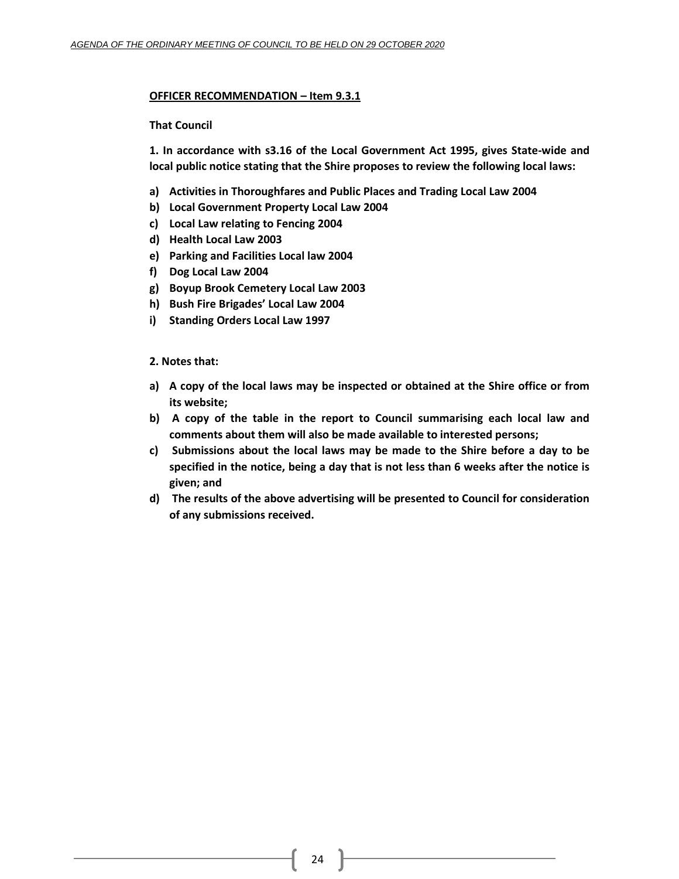**<u>OFFICER RECOMMENDATION – Item 9.3.1</u>**

**That Council**

**1. In accordance with s3.16 of the Local Government Act 1995, gives State-wide and local public notice stating that the Shire proposes to review the following local laws:**

- **a) Activities in Thoroughfares and Public Places and Trading Local Law 2004**
- **b) Local Government Property Local Law 2004**
- **c) Local Law relating to Fencing 2004**
- **d) Health Local Law 2003**
- **e) Parking and Facilities Local law 2004**
- **f) Dog Local Law 2004**
- **g) Boyup Brook Cemetery Local Law 2003**
- **h) Bush Fire Brigades' Local Law 2004**
- **i) Standing Orders Local Law 1997**

**2. Notes that:**

- **a) A copy of the local laws may be inspected or obtained at the Shire office or from its website;**
- **b) A copy of the table in the report to Council summarising each local law and comments about them will also be made available to interested persons;**
- **c) Submissions about the local laws may be made to the Shire before a day to be specified in the notice, being a day that is not less than 6 weeks after the notice is given; and**
- **d) The results of the above advertising will be presented to Council for consideration of any submissions received.**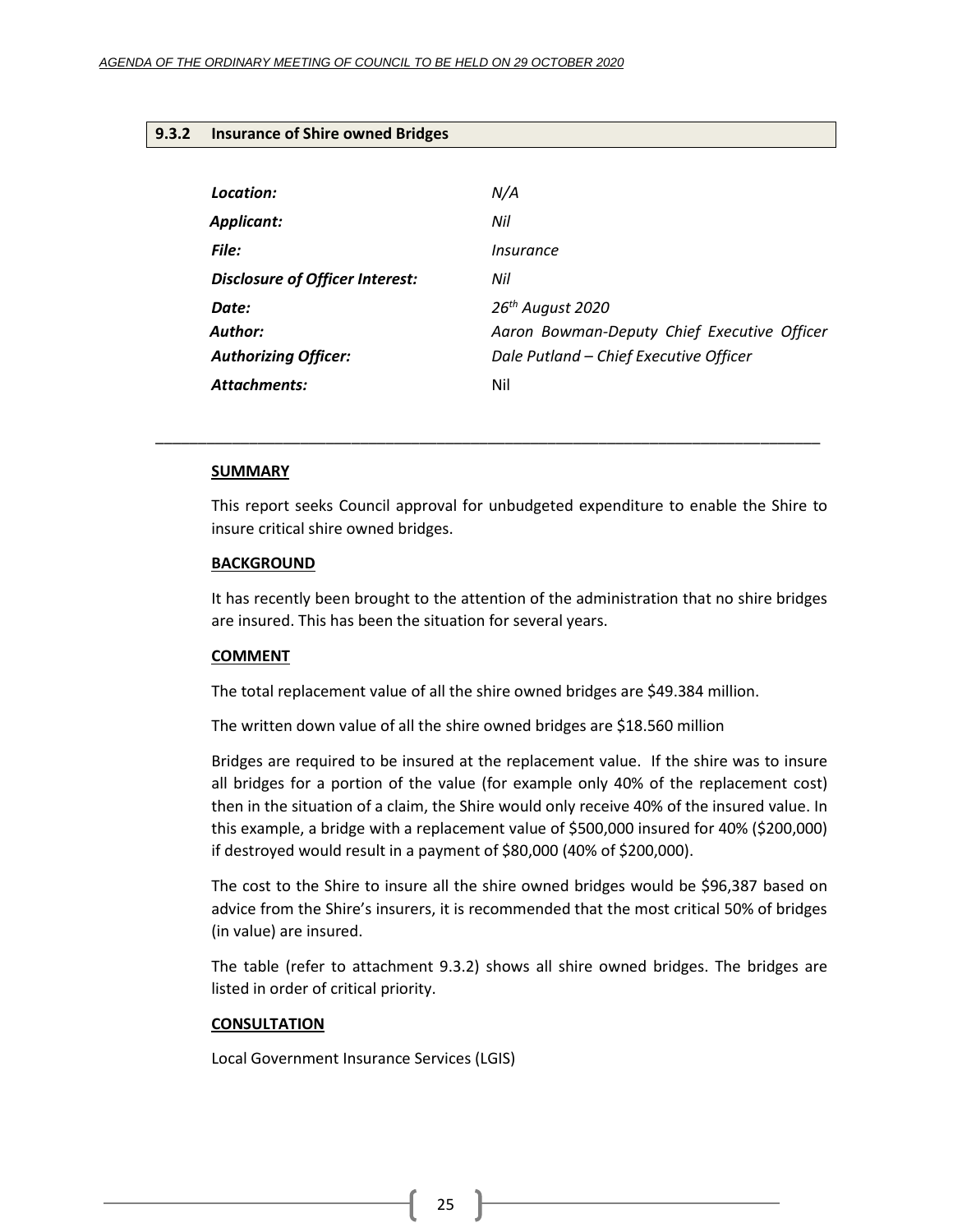### 9.3.2 Insurance of Shire owned Bridges

| | |
|---|---|
| ***Location:*** | *N/A* |
| ***Applicant:*** | *Nil* |
| ***File:*** | *Insurance* |
| ***Disclosure of Officer Interest:*** | *Nil* |
| ***Date:*** | *26th August 2020* |
| ***Author:*** | *Aaron Bowman-Deputy Chief Executive Officer* |
| ***Authorizing Officer:*** | *Dale Putland – Chief Executive Officer* |
| ***Attachments:*** | Nil |

---

**SUMMARY**

This report seeks Council approval for unbudgeted expenditure to enable the Shire to insure critical shire owned bridges.

**BACKGROUND**

It has recently been brought to the attention of the administration that no shire bridges are insured. This has been the situation for several years.

**COMMENT**

The total replacement value of all the shire owned bridges are $49.384 million.

The written down value of all the shire owned bridges are $18.560 million

Bridges are required to be insured at the replacement value. If the shire was to insure all bridges for a portion of the value (for example only 40% of the replacement cost) then in the situation of a claim, the Shire would only receive 40% of the insured value. In this example, a bridge with a replacement value of $500,000 insured for 40% ($200,000) if destroyed would result in a payment of $80,000 (40% of $200,000).

The cost to the Shire to insure all the shire owned bridges would be $96,387 based on advice from the Shire's insurers, it is recommended that the most critical 50% of bridges (in value) are insured.

The table (refer to attachment 9.3.2) shows all shire owned bridges. The bridges are listed in order of critical priority.

**CONSULTATION**

Local Government Insurance Services (LGIS)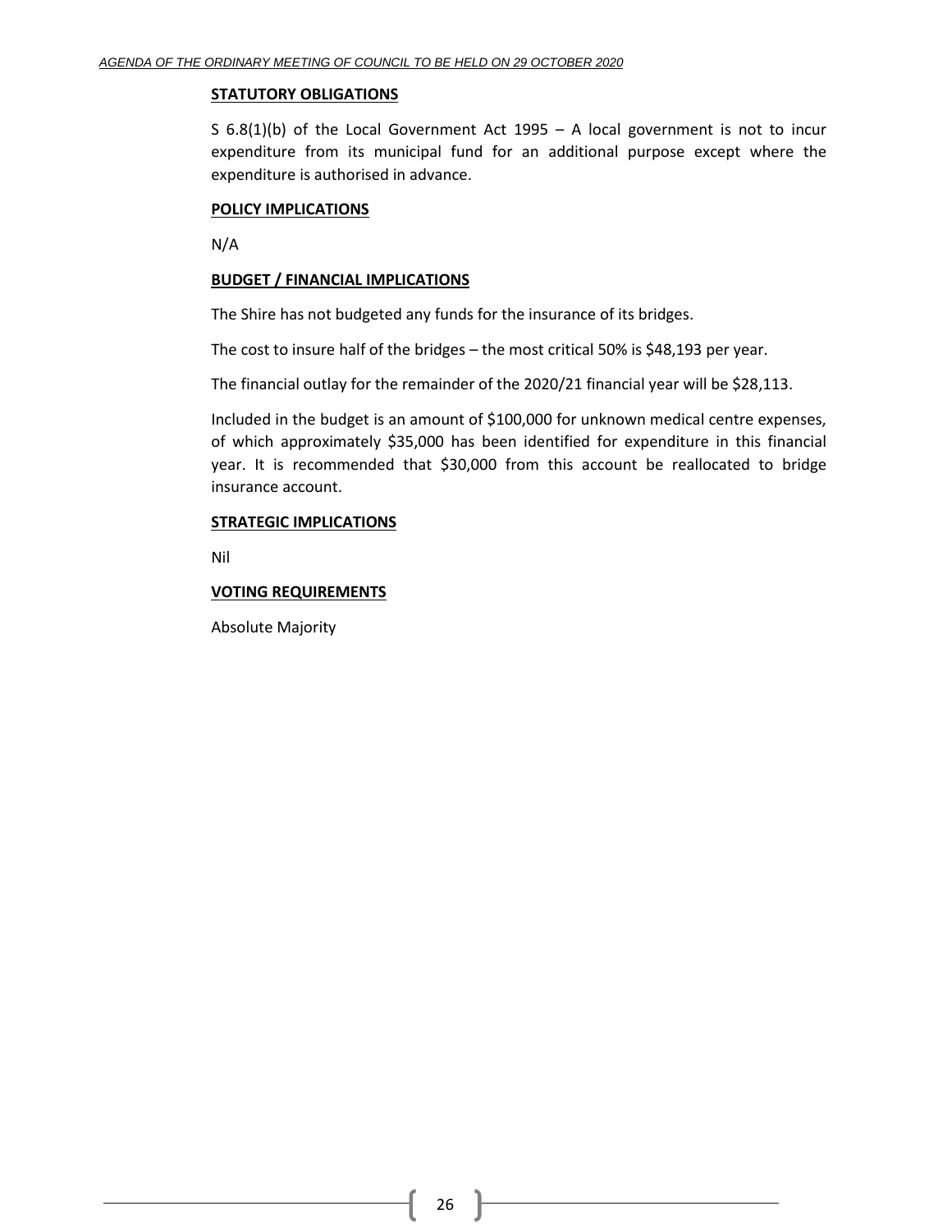**STATUTORY OBLIGATIONS**

S 6.8(1)(b) of the Local Government Act 1995 – A local government is not to incur expenditure from its municipal fund for an additional purpose except where the expenditure is authorised in advance.

**POLICY IMPLICATIONS**

N/A

**BUDGET / FINANCIAL IMPLICATIONS**

The Shire has not budgeted any funds for the insurance of its bridges.

The cost to insure half of the bridges – the most critical 50% is $48,193 per year.

The financial outlay for the remainder of the 2020/21 financial year will be $28,113.

Included in the budget is an amount of $100,000 for unknown medical centre expenses, of which approximately $35,000 has been identified for expenditure in this financial year. It is recommended that $30,000 from this account be reallocated to bridge insurance account.

**STRATEGIC IMPLICATIONS**

Nil

**VOTING REQUIREMENTS**

Absolute Majority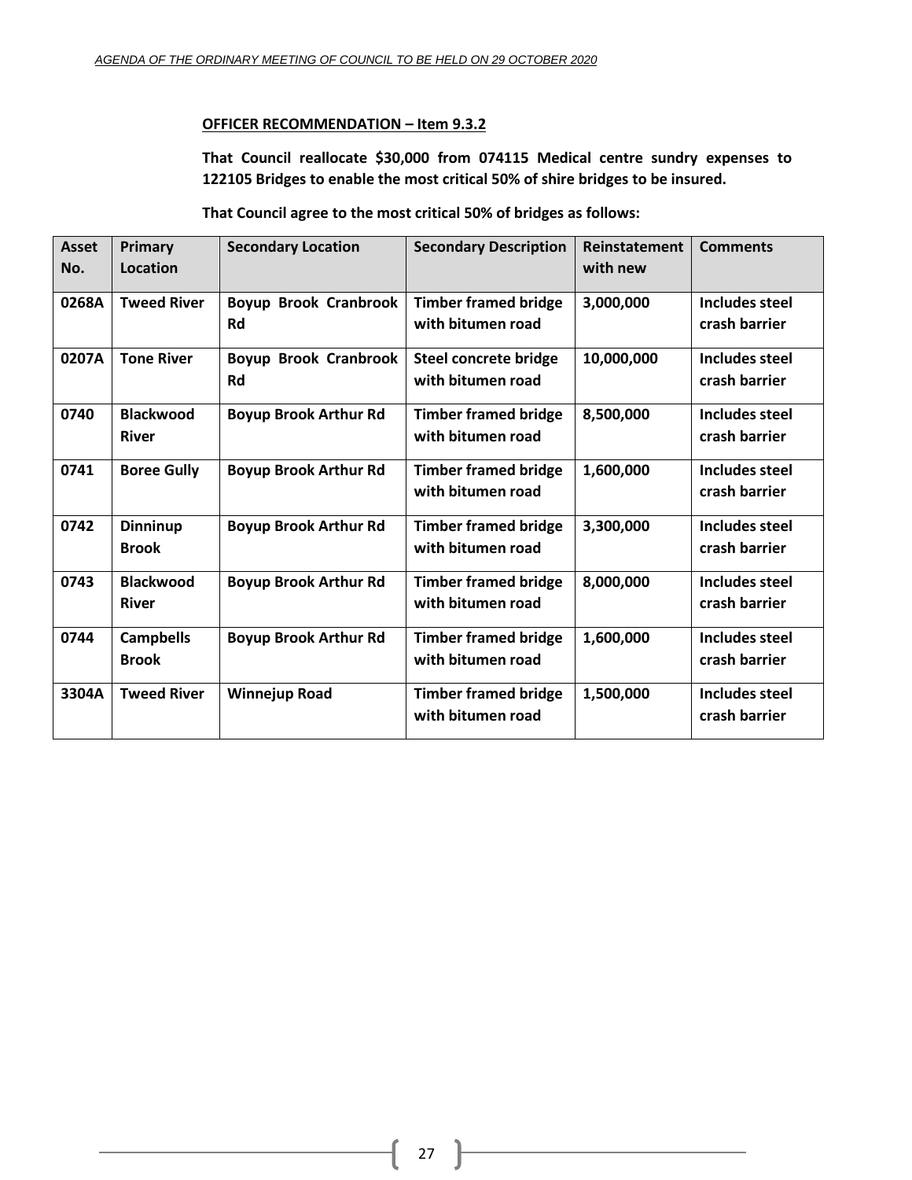**OFFICER RECOMMENDATION – Item 9.3.2**

**That Council reallocate $30,000 from 074115 Medical centre sundry expenses to 122105 Bridges to enable the most critical 50% of shire bridges to be insured.**

**That Council agree to the most critical 50% of bridges as follows:**

| Asset No. | Primary Location | Secondary Location | Secondary Description | Reinstatement with new | Comments |
|---|---|---|---|---|---|
| 0268A | Tweed River | Boyup Brook Cranbrook Rd | Timber framed bridge with bitumen road | 3,000,000 | Includes steel crash barrier |
| 0207A | Tone River | Boyup Brook Cranbrook Rd | Steel concrete bridge with bitumen road | 10,000,000 | Includes steel crash barrier |
| 0740 | Blackwood River | Boyup Brook Arthur Rd | Timber framed bridge with bitumen road | 8,500,000 | Includes steel crash barrier |
| 0741 | Boree Gully | Boyup Brook Arthur Rd | Timber framed bridge with bitumen road | 1,600,000 | Includes steel crash barrier |
| 0742 | Dinninup Brook | Boyup Brook Arthur Rd | Timber framed bridge with bitumen road | 3,300,000 | Includes steel crash barrier |
| 0743 | Blackwood River | Boyup Brook Arthur Rd | Timber framed bridge with bitumen road | 8,000,000 | Includes steel crash barrier |
| 0744 | Campbells Brook | Boyup Brook Arthur Rd | Timber framed bridge with bitumen road | 1,600,000 | Includes steel crash barrier |
| 3304A | Tweed River | Winnejup Road | Timber framed bridge with bitumen road | 1,500,000 | Includes steel crash barrier |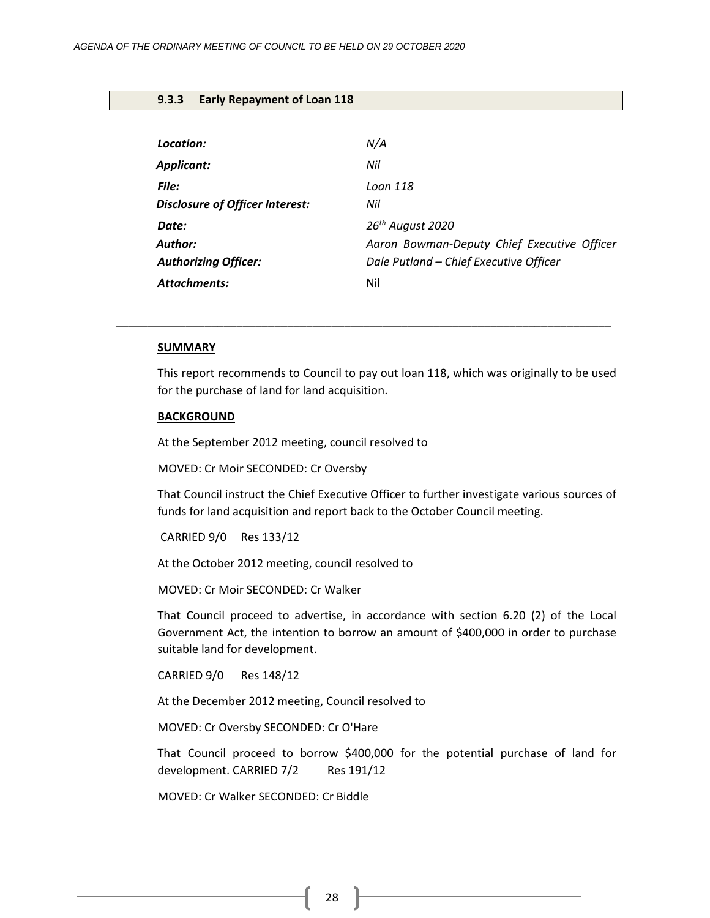### 9.3.3 Early Repayment of Loan 118

| | |
|---|---|
| ***Location:*** | *N/A* |
| ***Applicant:*** | *Nil* |
| ***File:*** | *Loan 118* |
| ***Disclosure of Officer Interest:*** | *Nil* |
| ***Date:*** | *26th August 2020* |
| ***Author:*** | *Aaron Bowman-Deputy Chief Executive Officer* |
| ***Authorizing Officer:*** | *Dale Putland – Chief Executive Officer* |
| ***Attachments:*** | Nil |

---

**SUMMARY**

This report recommends to Council to pay out loan 118, which was originally to be used for the purchase of land for land acquisition.

**BACKGROUND**

At the September 2012 meeting, council resolved to

MOVED: Cr Moir SECONDED: Cr Oversby

That Council instruct the Chief Executive Officer to further investigate various sources of funds for land acquisition and report back to the October Council meeting.

CARRIED 9/0 Res 133/12

At the October 2012 meeting, council resolved to

MOVED: Cr Moir SECONDED: Cr Walker

That Council proceed to advertise, in accordance with section 6.20 (2) of the Local Government Act, the intention to borrow an amount of $400,000 in order to purchase suitable land for development.

CARRIED 9/0 Res 148/12

At the December 2012 meeting, Council resolved to

MOVED: Cr Oversby SECONDED: Cr O'Hare

That Council proceed to borrow $400,000 for the potential purchase of land for development. CARRIED 7/2 Res 191/12

MOVED: Cr Walker SECONDED: Cr Biddle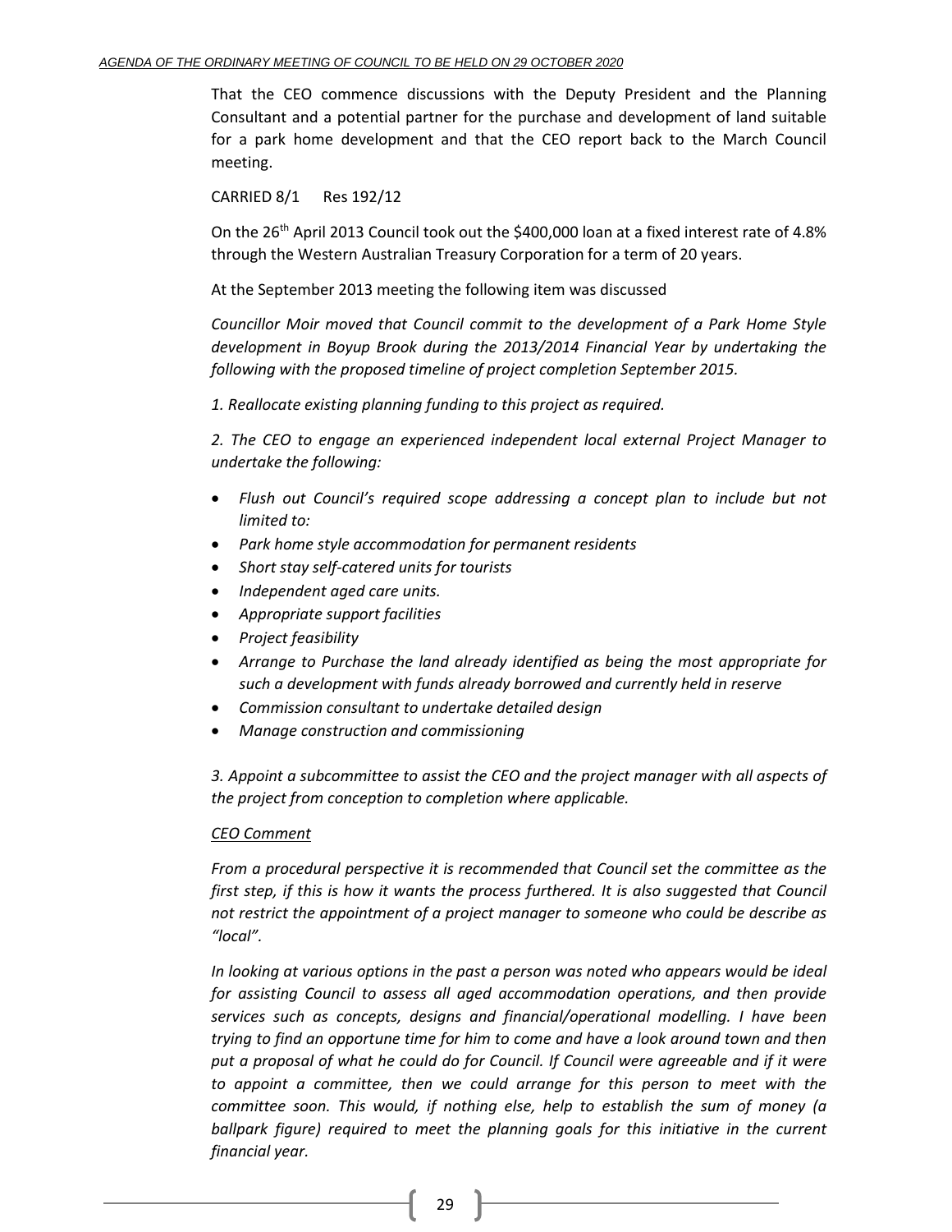That the CEO commence discussions with the Deputy President and the Planning Consultant and a potential partner for the purchase and development of land suitable for a park home development and that the CEO report back to the March Council meeting.

CARRIED 8/1 Res 192/12

On the 26th April 2013 Council took out the $400,000 loan at a fixed interest rate of 4.8% through the Western Australian Treasury Corporation for a term of 20 years.

At the September 2013 meeting the following item was discussed

*Councillor Moir moved that Council commit to the development of a Park Home Style development in Boyup Brook during the 2013/2014 Financial Year by undertaking the following with the proposed timeline of project completion September 2015.*

*1. Reallocate existing planning funding to this project as required.*

*2. The CEO to engage an experienced independent local external Project Manager to undertake the following:*

- *Flush out Council's required scope addressing a concept plan to include but not limited to:*
- *Park home style accommodation for permanent residents*
- *Short stay self-catered units for tourists*
- *Independent aged care units.*
- *Appropriate support facilities*
- *Project feasibility*
- *Arrange to Purchase the land already identified as being the most appropriate for such a development with funds already borrowed and currently held in reserve*
- *Commission consultant to undertake detailed design*
- *Manage construction and commissioning*

*3. Appoint a subcommittee to assist the CEO and the project manager with all aspects of the project from conception to completion where applicable.*

*CEO Comment*

*From a procedural perspective it is recommended that Council set the committee as the first step, if this is how it wants the process furthered. It is also suggested that Council not restrict the appointment of a project manager to someone who could be describe as "local".*

*In looking at various options in the past a person was noted who appears would be ideal for assisting Council to assess all aged accommodation operations, and then provide services such as concepts, designs and financial/operational modelling. I have been trying to find an opportune time for him to come and have a look around town and then put a proposal of what he could do for Council. If Council were agreeable and if it were to appoint a committee, then we could arrange for this person to meet with the committee soon. This would, if nothing else, help to establish the sum of money (a ballpark figure) required to meet the planning goals for this initiative in the current financial year.*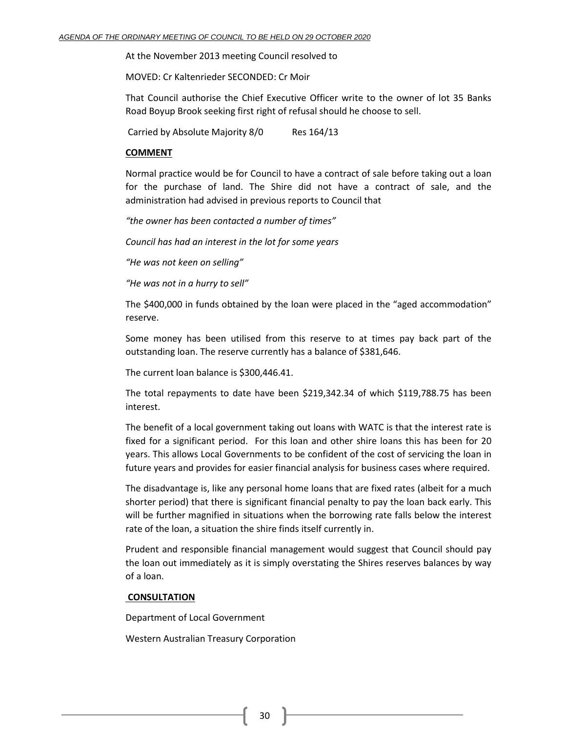At the November 2013 meeting Council resolved to

MOVED: Cr Kaltenrieder SECONDED: Cr Moir

That Council authorise the Chief Executive Officer write to the owner of lot 35 Banks Road Boyup Brook seeking first right of refusal should he choose to sell.

Carried by Absolute Majority 8/0 Res 164/13

**COMMENT**

Normal practice would be for Council to have a contract of sale before taking out a loan for the purchase of land. The Shire did not have a contract of sale, and the administration had advised in previous reports to Council that

*"the owner has been contacted a number of times"*

*Council has had an interest in the lot for some years*

*"He was not keen on selling"*

*"He was not in a hurry to sell"*

The $400,000 in funds obtained by the loan were placed in the "aged accommodation" reserve.

Some money has been utilised from this reserve to at times pay back part of the outstanding loan. The reserve currently has a balance of $381,646.

The current loan balance is $300,446.41.

The total repayments to date have been $219,342.34 of which $119,788.75 has been interest.

The benefit of a local government taking out loans with WATC is that the interest rate is fixed for a significant period. For this loan and other shire loans this has been for 20 years. This allows Local Governments to be confident of the cost of servicing the loan in future years and provides for easier financial analysis for business cases where required.

The disadvantage is, like any personal home loans that are fixed rates (albeit for a much shorter period) that there is significant financial penalty to pay the loan back early. This will be further magnified in situations when the borrowing rate falls below the interest rate of the loan, a situation the shire finds itself currently in.

Prudent and responsible financial management would suggest that Council should pay the loan out immediately as it is simply overstating the Shires reserves balances by way of a loan.

**CONSULTATION**

Department of Local Government

Western Australian Treasury Corporation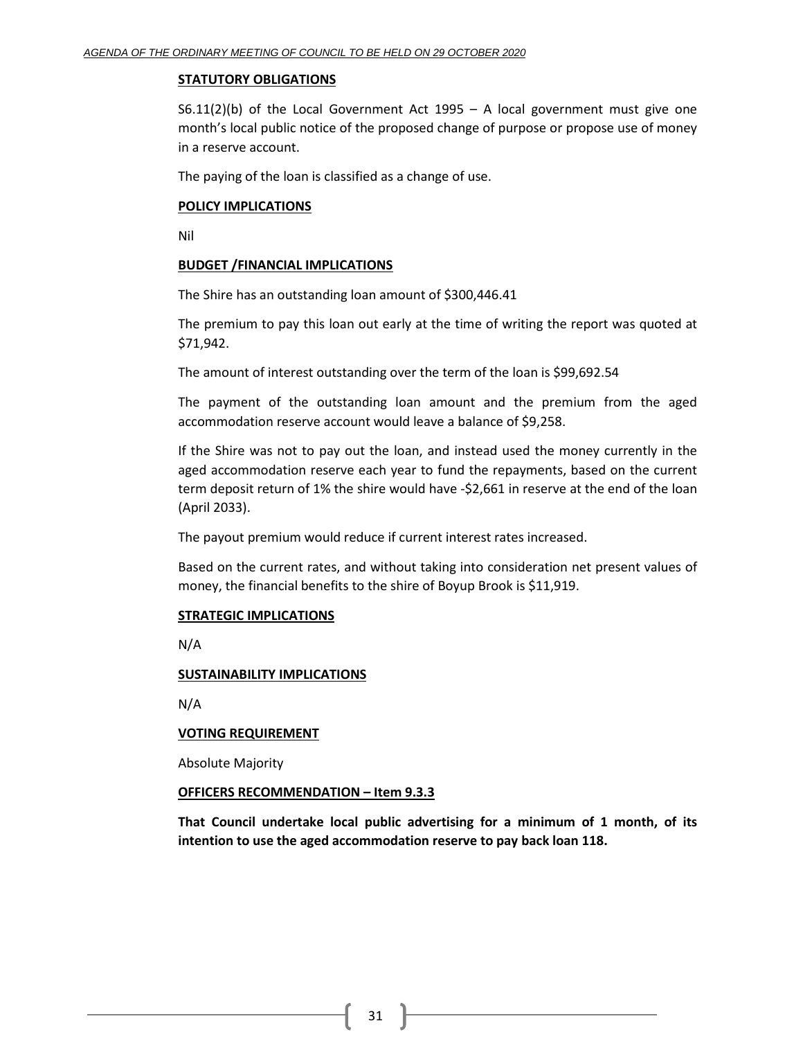**STATUTORY OBLIGATIONS**

S6.11(2)(b) of the Local Government Act 1995 – A local government must give one month's local public notice of the proposed change of purpose or propose use of money in a reserve account.

The paying of the loan is classified as a change of use.

**POLICY IMPLICATIONS**

Nil

**BUDGET /FINANCIAL IMPLICATIONS**

The Shire has an outstanding loan amount of $300,446.41

The premium to pay this loan out early at the time of writing the report was quoted at $71,942.

The amount of interest outstanding over the term of the loan is $99,692.54

The payment of the outstanding loan amount and the premium from the aged accommodation reserve account would leave a balance of $9,258.

If the Shire was not to pay out the loan, and instead used the money currently in the aged accommodation reserve each year to fund the repayments, based on the current term deposit return of 1% the shire would have -$2,661 in reserve at the end of the loan (April 2033).

The payout premium would reduce if current interest rates increased.

Based on the current rates, and without taking into consideration net present values of money, the financial benefits to the shire of Boyup Brook is $11,919.

**STRATEGIC IMPLICATIONS**

N/A

**SUSTAINABILITY IMPLICATIONS**

N/A

**VOTING REQUIREMENT**

Absolute Majority

**OFFICERS RECOMMENDATION – Item 9.3.3**

**That Council undertake local public advertising for a minimum of 1 month, of its intention to use the aged accommodation reserve to pay back loan 118.**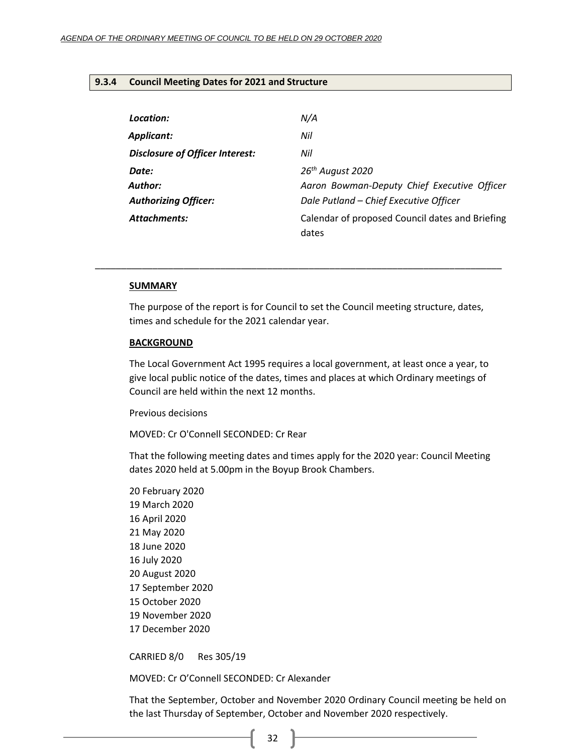### 9.3.4 Council Meeting Dates for 2021 and Structure

| | |
|---|---|
| ***Location:*** | *N/A* |
| ***Applicant:*** | *Nil* |
| ***Disclosure of Officer Interest:*** | *Nil* |
| ***Date:*** | *26th August 2020* |
| ***Author:*** | *Aaron Bowman-Deputy Chief Executive Officer* |
| ***Authorizing Officer:*** | *Dale Putland – Chief Executive Officer* |
| ***Attachments:*** | Calendar of proposed Council dates and Briefing dates |

---

**SUMMARY**

The purpose of the report is for Council to set the Council meeting structure, dates, times and schedule for the 2021 calendar year.

**BACKGROUND**

The Local Government Act 1995 requires a local government, at least once a year, to give local public notice of the dates, times and places at which Ordinary meetings of Council are held within the next 12 months.

Previous decisions

MOVED: Cr O'Connell SECONDED: Cr Rear

That the following meeting dates and times apply for the 2020 year: Council Meeting dates 2020 held at 5.00pm in the Boyup Brook Chambers.

20 February 2020
19 March 2020
16 April 2020
21 May 2020
18 June 2020
16 July 2020
20 August 2020
17 September 2020
15 October 2020
19 November 2020
17 December 2020

CARRIED 8/0 Res 305/19

MOVED: Cr O'Connell SECONDED: Cr Alexander

That the September, October and November 2020 Ordinary Council meeting be held on the last Thursday of September, October and November 2020 respectively.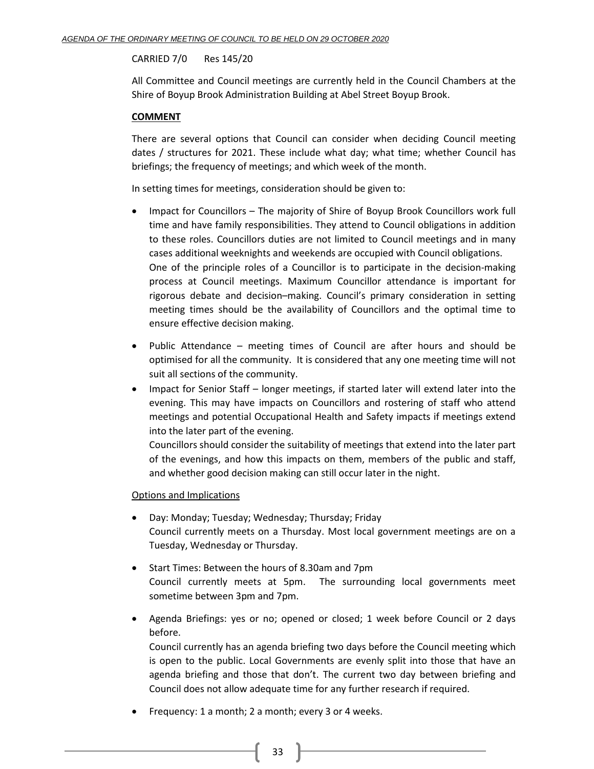CARRIED 7/0 Res 145/20

All Committee and Council meetings are currently held in the Council Chambers at the Shire of Boyup Brook Administration Building at Abel Street Boyup Brook.

**COMMENT**

There are several options that Council can consider when deciding Council meeting dates / structures for 2021. These include what day; what time; whether Council has briefings; the frequency of meetings; and which week of the month.

In setting times for meetings, consideration should be given to:

- Impact for Councillors – The majority of Shire of Boyup Brook Councillors work full time and have family responsibilities. They attend to Council obligations in addition to these roles. Councillors duties are not limited to Council meetings and in many cases additional weeknights and weekends are occupied with Council obligations.
  One of the principle roles of a Councillor is to participate in the decision-making process at Council meetings. Maximum Councillor attendance is important for rigorous debate and decision–making. Council's primary consideration in setting meeting times should be the availability of Councillors and the optimal time to ensure effective decision making.
- Public Attendance – meeting times of Council are after hours and should be optimised for all the community. It is considered that any one meeting time will not suit all sections of the community.
- Impact for Senior Staff – longer meetings, if started later will extend later into the evening. This may have impacts on Councillors and rostering of staff who attend meetings and potential Occupational Health and Safety impacts if meetings extend into the later part of the evening.
  Councillors should consider the suitability of meetings that extend into the later part of the evenings, and how this impacts on them, members of the public and staff, and whether good decision making can still occur later in the night.

Options and Implications

- Day: Monday; Tuesday; Wednesday; Thursday; Friday
  Council currently meets on a Thursday. Most local government meetings are on a Tuesday, Wednesday or Thursday.
- Start Times: Between the hours of 8.30am and 7pm
  Council currently meets at 5pm. The surrounding local governments meet sometime between 3pm and 7pm.
- Agenda Briefings: yes or no; opened or closed; 1 week before Council or 2 days before.
  Council currently has an agenda briefing two days before the Council meeting which is open to the public. Local Governments are evenly split into those that have an agenda briefing and those that don't. The current two day between briefing and Council does not allow adequate time for any further research if required.
- Frequency: 1 a month; 2 a month; every 3 or 4 weeks.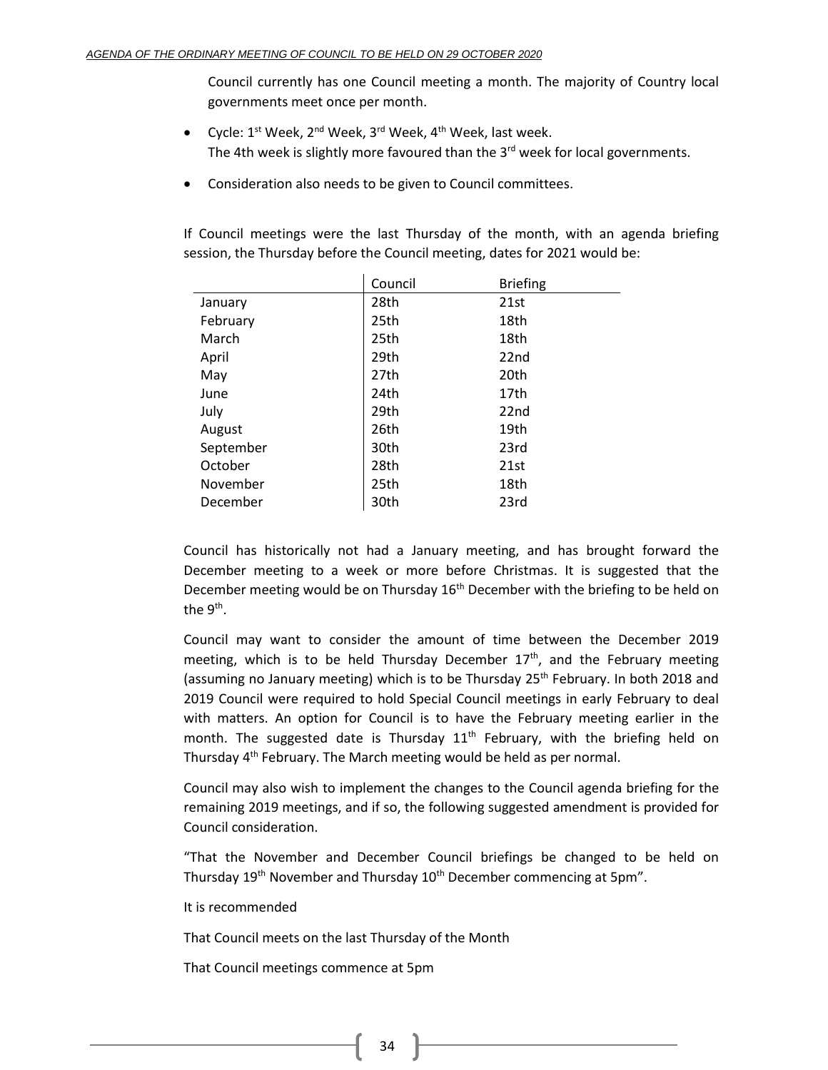Council currently has one Council meeting a month. The majority of Country local governments meet once per month.

- Cycle: 1st Week, 2nd Week, 3rd Week, 4th Week, last week.
  The 4th week is slightly more favoured than the 3rd week for local governments.
- Consideration also needs to be given to Council committees.

If Council meetings were the last Thursday of the month, with an agenda briefing session, the Thursday before the Council meeting, dates for 2021 would be:

| | Council | Briefing |
|---|---|---|
| January | 28th | 21st |
| February | 25th | 18th |
| March | 25th | 18th |
| April | 29th | 22nd |
| May | 27th | 20th |
| June | 24th | 17th |
| July | 29th | 22nd |
| August | 26th | 19th |
| September | 30th | 23rd |
| October | 28th | 21st |
| November | 25th | 18th |
| December | 30th | 23rd |

Council has historically not had a January meeting, and has brought forward the December meeting to a week or more before Christmas. It is suggested that the December meeting would be on Thursday 16th December with the briefing to be held on the 9th.

Council may want to consider the amount of time between the December 2019 meeting, which is to be held Thursday December 17th, and the February meeting (assuming no January meeting) which is to be Thursday 25th February. In both 2018 and 2019 Council were required to hold Special Council meetings in early February to deal with matters. An option for Council is to have the February meeting earlier in the month. The suggested date is Thursday 11th February, with the briefing held on Thursday 4th February. The March meeting would be held as per normal.

Council may also wish to implement the changes to the Council agenda briefing for the remaining 2019 meetings, and if so, the following suggested amendment is provided for Council consideration.

"That the November and December Council briefings be changed to be held on Thursday 19th November and Thursday 10th December commencing at 5pm".

It is recommended

That Council meets on the last Thursday of the Month

That Council meetings commence at 5pm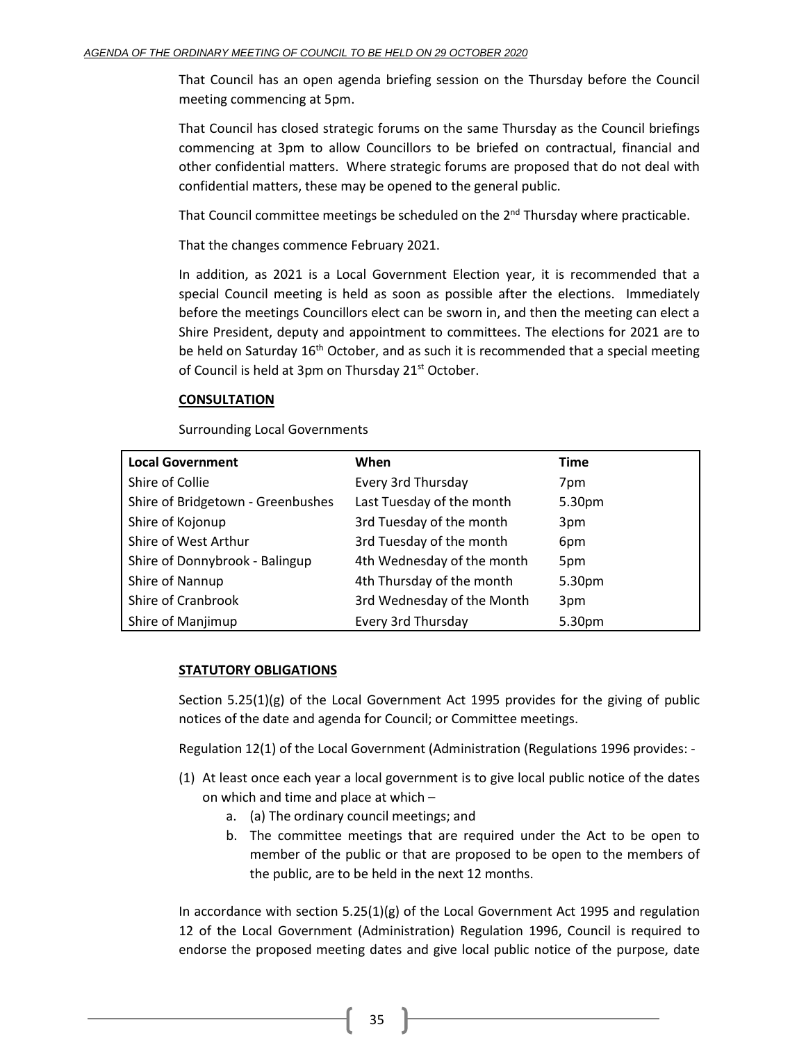That Council has an open agenda briefing session on the Thursday before the Council meeting commencing at 5pm.

That Council has closed strategic forums on the same Thursday as the Council briefings commencing at 3pm to allow Councillors to be briefed on contractual, financial and other confidential matters. Where strategic forums are proposed that do not deal with confidential matters, these may be opened to the general public.

That Council committee meetings be scheduled on the 2nd Thursday where practicable.

That the changes commence February 2021.

In addition, as 2021 is a Local Government Election year, it is recommended that a special Council meeting is held as soon as possible after the elections. Immediately before the meetings Councillors elect can be sworn in, and then the meeting can elect a Shire President, deputy and appointment to committees. The elections for 2021 are to be held on Saturday 16th October, and as such it is recommended that a special meeting of Council is held at 3pm on Thursday 21st October.

**CONSULTATION**

Surrounding Local Governments

| Local Government | When | Time |
|---|---|---|
| Shire of Collie | Every 3rd Thursday | 7pm |
| Shire of Bridgetown - Greenbushes | Last Tuesday of the month | 5.30pm |
| Shire of Kojonup | 3rd Tuesday of the month | 3pm |
| Shire of West Arthur | 3rd Tuesday of the month | 6pm |
| Shire of Donnybrook - Balingup | 4th Wednesday of the month | 5pm |
| Shire of Nannup | 4th Thursday of the month | 5.30pm |
| Shire of Cranbrook | 3rd Wednesday of the Month | 3pm |
| Shire of Manjimup | Every 3rd Thursday | 5.30pm |

**STATUTORY OBLIGATIONS**

Section 5.25(1)(g) of the Local Government Act 1995 provides for the giving of public notices of the date and agenda for Council; or Committee meetings.

Regulation 12(1) of the Local Government (Administration (Regulations 1996 provides: -

(1) At least once each year a local government is to give local public notice of the dates on which and time and place at which –
    a. (a) The ordinary council meetings; and
    b. The committee meetings that are required under the Act to be open to member of the public or that are proposed to be open to the members of the public, are to be held in the next 12 months.

In accordance with section 5.25(1)(g) of the Local Government Act 1995 and regulation 12 of the Local Government (Administration) Regulation 1996, Council is required to endorse the proposed meeting dates and give local public notice of the purpose, date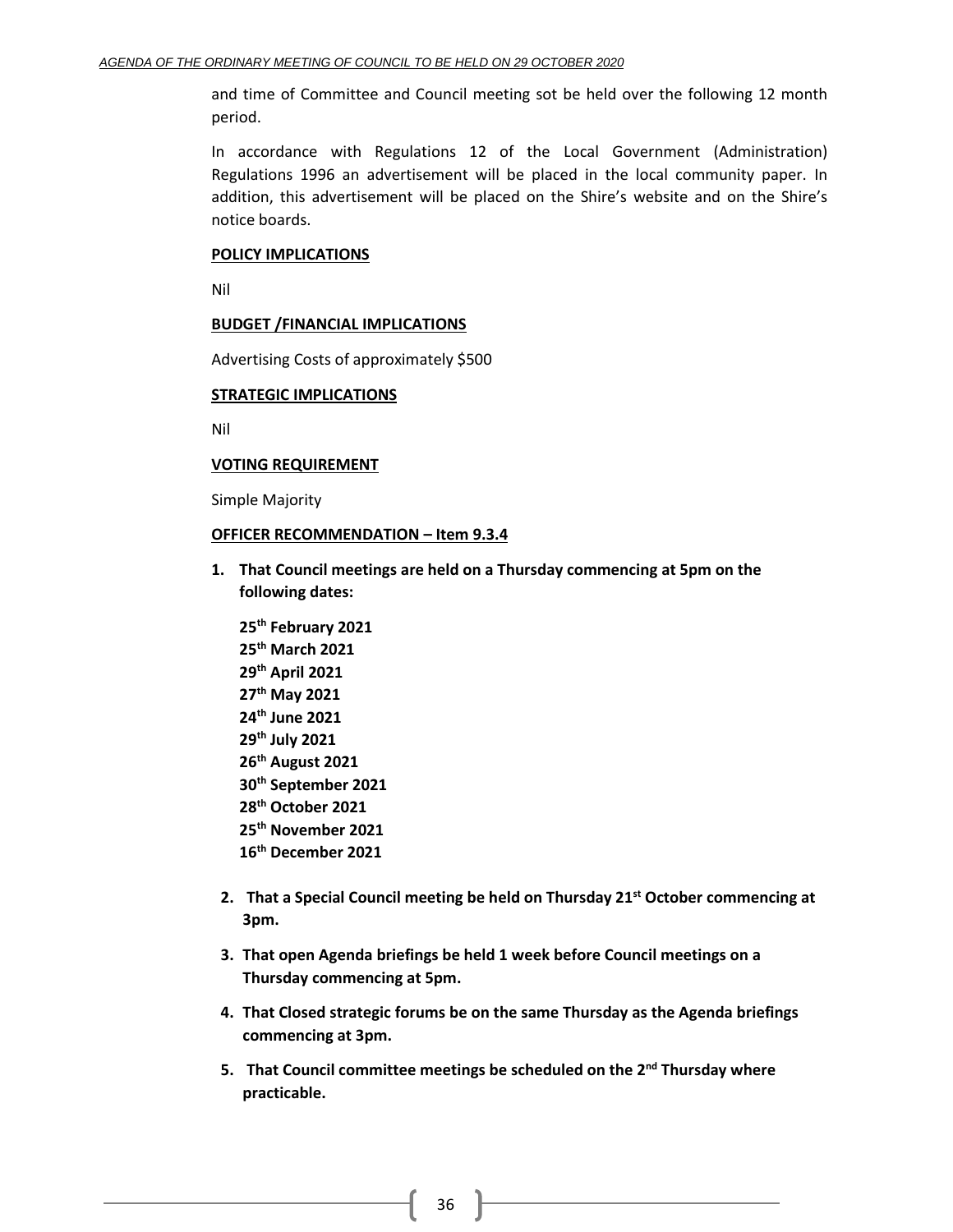and time of Committee and Council meeting sot be held over the following 12 month period.

In accordance with Regulations 12 of the Local Government (Administration) Regulations 1996 an advertisement will be placed in the local community paper. In addition, this advertisement will be placed on the Shire's website and on the Shire's notice boards.

**POLICY IMPLICATIONS**

Nil

**BUDGET /FINANCIAL IMPLICATIONS**

Advertising Costs of approximately $500

**STRATEGIC IMPLICATIONS**

Nil

**VOTING REQUIREMENT**

Simple Majority

**OFFICER RECOMMENDATION – Item 9.3.4**

1. **That Council meetings are held on a Thursday commencing at 5pm on the following dates:**

   **25th February 2021**
   **25th March 2021**
   **29th April 2021**
   **27th May 2021**
   **24th June 2021**
   **29th July 2021**
   **26th August 2021**
   **30th September 2021**
   **28th October 2021**
   **25th November 2021**
   **16th December 2021**

2. **That a Special Council meeting be held on Thursday 21st October commencing at 3pm.**

3. **That open Agenda briefings be held 1 week before Council meetings on a Thursday commencing at 5pm.**

4. **That Closed strategic forums be on the same Thursday as the Agenda briefings commencing at 3pm.**

5. **That Council committee meetings be scheduled on the 2nd Thursday where practicable.**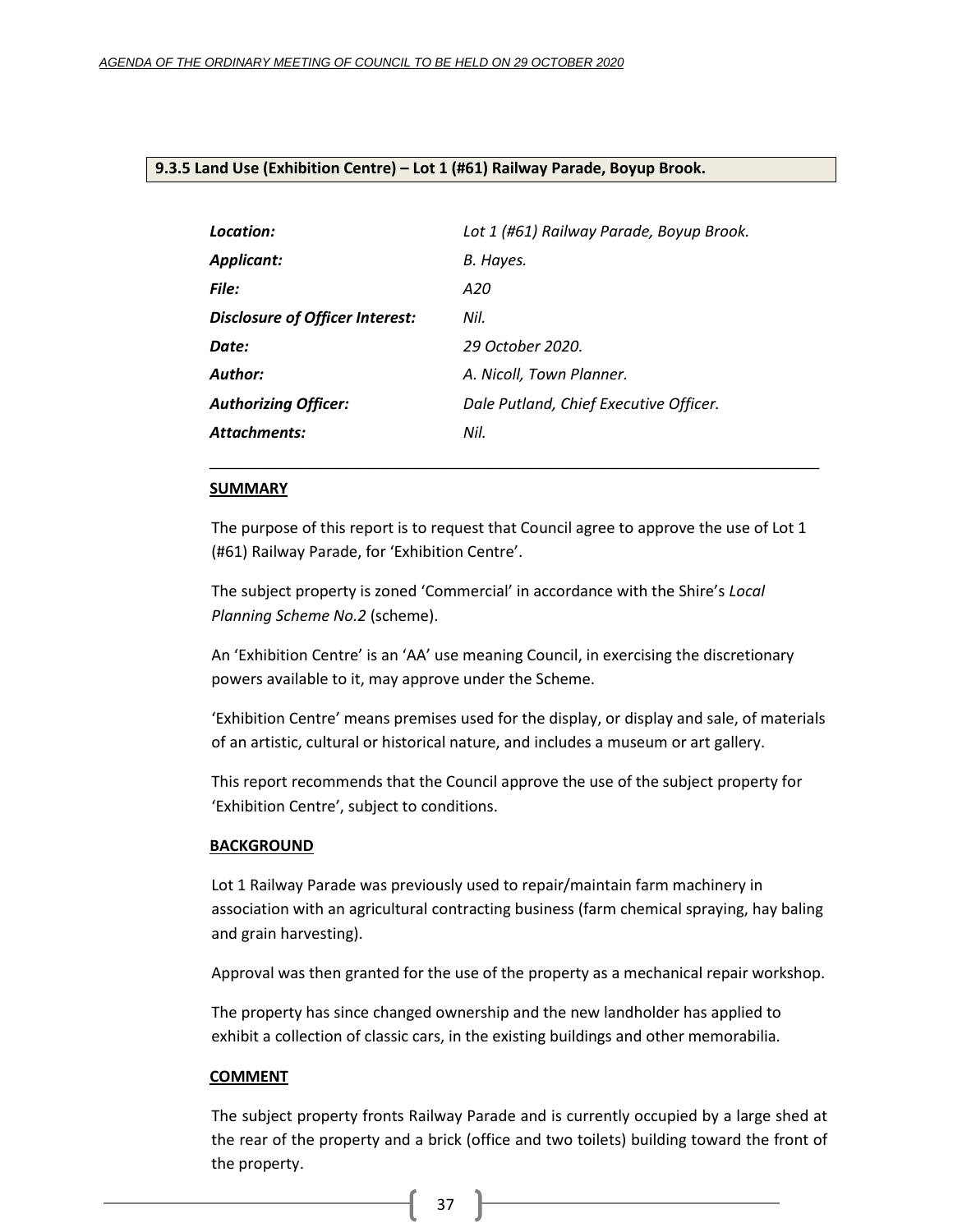## 9.3.5 Land Use (Exhibition Centre) – Lot 1 (#61) Railway Parade, Boyup Brook.

| | |
|---|---|
| ***Location:*** | *Lot 1 (#61) Railway Parade, Boyup Brook.* |
| ***Applicant:*** | *B. Hayes.* |
| ***File:*** | *A20* |
| ***Disclosure of Officer Interest:*** | *Nil.* |
| ***Date:*** | *29 October 2020.* |
| ***Author:*** | *A. Nicoll, Town Planner.* |
| ***Authorizing Officer:*** | *Dale Putland, Chief Executive Officer.* |
| ***Attachments:*** | *Nil.* |

---

**SUMMARY**

The purpose of this report is to request that Council agree to approve the use of Lot 1 (#61) Railway Parade, for 'Exhibition Centre'.

The subject property is zoned 'Commercial' in accordance with the Shire's *Local Planning Scheme No.2* (scheme).

An 'Exhibition Centre' is an 'AA' use meaning Council, in exercising the discretionary powers available to it, may approve under the Scheme.

'Exhibition Centre' means premises used for the display, or display and sale, of materials of an artistic, cultural or historical nature, and includes a museum or art gallery.

This report recommends that the Council approve the use of the subject property for 'Exhibition Centre', subject to conditions.

**BACKGROUND**

Lot 1 Railway Parade was previously used to repair/maintain farm machinery in association with an agricultural contracting business (farm chemical spraying, hay baling and grain harvesting).

Approval was then granted for the use of the property as a mechanical repair workshop.

The property has since changed ownership and the new landholder has applied to exhibit a collection of classic cars, in the existing buildings and other memorabilia.

**COMMENT**

The subject property fronts Railway Parade and is currently occupied by a large shed at the rear of the property and a brick (office and two toilets) building toward the front of the property.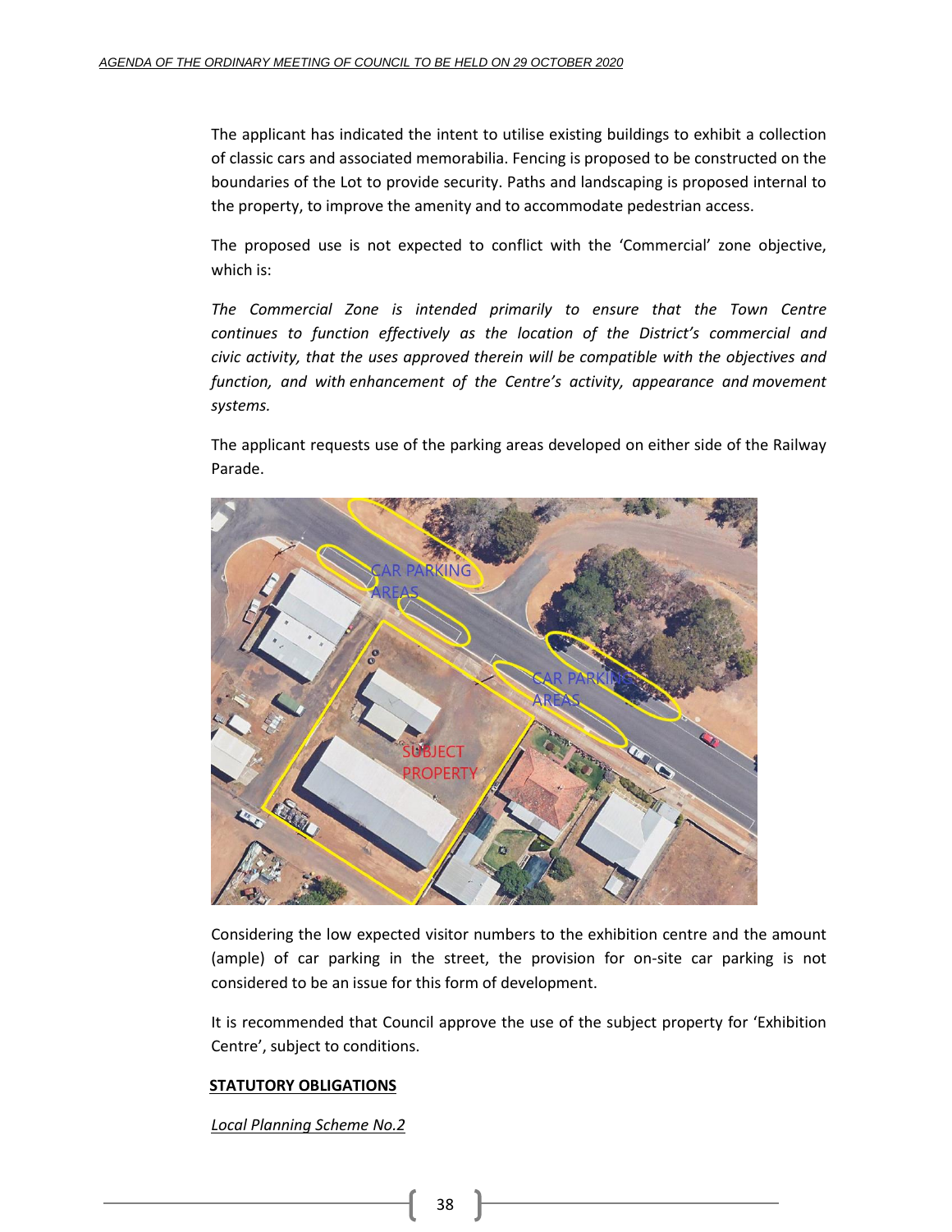The applicant has indicated the intent to utilise existing buildings to exhibit a collection of classic cars and associated memorabilia. Fencing is proposed to be constructed on the boundaries of the Lot to provide security. Paths and landscaping is proposed internal to the property, to improve the amenity and to accommodate pedestrian access.

The proposed use is not expected to conflict with the 'Commercial' zone objective, which is:

*The Commercial Zone is intended primarily to ensure that the Town Centre continues to function effectively as the location of the District's commercial and civic activity, that the uses approved therein will be compatible with the objectives and function, and with enhancement of the Centre's activity, appearance and movement systems.*

The applicant requests use of the parking areas developed on either side of the Railway Parade.

Considering the low expected visitor numbers to the exhibition centre and the amount (ample) of car parking in the street, the provision for on-site car parking is not considered to be an issue for this form of development.

It is recommended that Council approve the use of the subject property for 'Exhibition Centre', subject to conditions.

## STATUTORY OBLIGATIONS

*Local Planning Scheme No.2*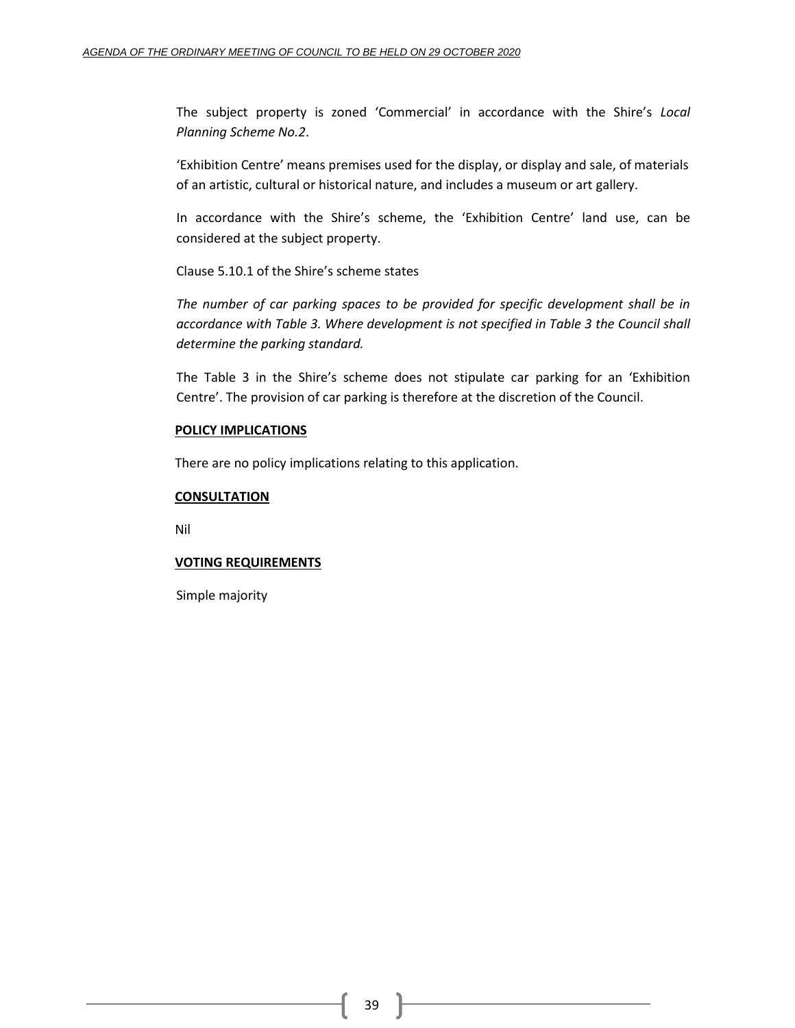The subject property is zoned 'Commercial' in accordance with the Shire's *Local Planning Scheme No.2*.

'Exhibition Centre' means premises used for the display, or display and sale, of materials of an artistic, cultural or historical nature, and includes a museum or art gallery.

In accordance with the Shire's scheme, the 'Exhibition Centre' land use, can be considered at the subject property.

Clause 5.10.1 of the Shire's scheme states

*The number of car parking spaces to be provided for specific development shall be in accordance with Table 3. Where development is not specified in Table 3 the Council shall determine the parking standard.*

The Table 3 in the Shire's scheme does not stipulate car parking for an 'Exhibition Centre'. The provision of car parking is therefore at the discretion of the Council.

**POLICY IMPLICATIONS**

There are no policy implications relating to this application.

**CONSULTATION**

Nil

**VOTING REQUIREMENTS**

Simple majority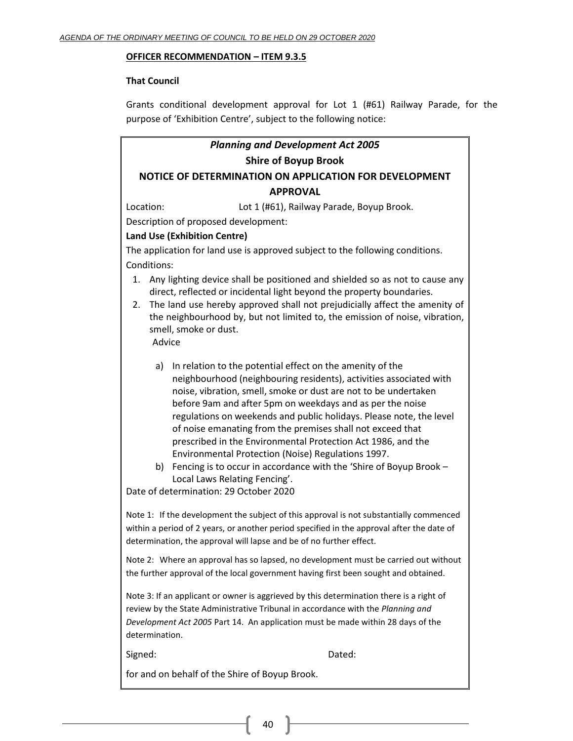**OFFICER RECOMMENDATION – ITEM 9.3.5**

**That Council**

Grants conditional development approval for Lot 1 (#61) Railway Parade, for the purpose of 'Exhibition Centre', subject to the following notice:

***Planning and Development Act 2005***

**Shire of Boyup Brook**

**NOTICE OF DETERMINATION ON APPLICATION FOR DEVELOPMENT APPROVAL**

Location: Lot 1 (#61), Railway Parade, Boyup Brook.

Description of proposed development:

**Land Use (Exhibition Centre)**

The application for land use is approved subject to the following conditions.

Conditions:

1. Any lighting device shall be positioned and shielded so as not to cause any direct, reflected or incidental light beyond the property boundaries.
2. The land use hereby approved shall not prejudicially affect the amenity of the neighbourhood by, but not limited to, the emission of noise, vibration, smell, smoke or dust.

Advice

a) In relation to the potential effect on the amenity of the neighbourhood (neighbouring residents), activities associated with noise, vibration, smell, smoke or dust are not to be undertaken before 9am and after 5pm on weekdays and as per the noise regulations on weekends and public holidays. Please note, the level of noise emanating from the premises shall not exceed that prescribed in the Environmental Protection Act 1986, and the Environmental Protection (Noise) Regulations 1997.

b) Fencing is to occur in accordance with the 'Shire of Boyup Brook – Local Laws Relating Fencing'.

Date of determination: 29 October 2020

Note 1: If the development the subject of this approval is not substantially commenced within a period of 2 years, or another period specified in the approval after the date of determination, the approval will lapse and be of no further effect.

Note 2: Where an approval has so lapsed, no development must be carried out without the further approval of the local government having first been sought and obtained.

Note 3: If an applicant or owner is aggrieved by this determination there is a right of review by the State Administrative Tribunal in accordance with the *Planning and Development Act 2005* Part 14. An application must be made within 28 days of the determination.

Signed: Dated:

for and on behalf of the Shire of Boyup Brook.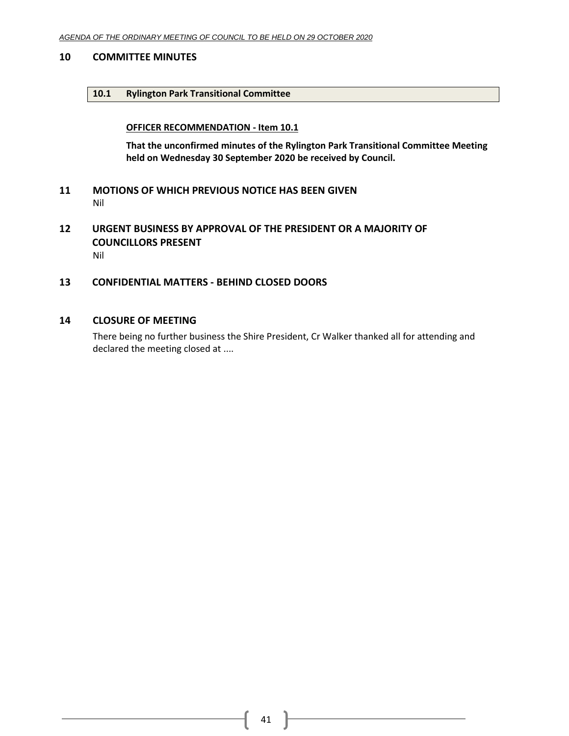## 10 COMMITTEE MINUTES

### 10.1 Rylington Park Transitional Committee

**OFFICER RECOMMENDATION - Item 10.1**

**That the unconfirmed minutes of the Rylington Park Transitional Committee Meeting held on Wednesday 30 September 2020 be received by Council.**

## 11 MOTIONS OF WHICH PREVIOUS NOTICE HAS BEEN GIVEN

Nil

## 12 URGENT BUSINESS BY APPROVAL OF THE PRESIDENT OR A MAJORITY OF COUNCILLORS PRESENT

Nil

## 13 CONFIDENTIAL MATTERS - BEHIND CLOSED DOORS

## 14 CLOSURE OF MEETING

There being no further business the Shire President, Cr Walker thanked all for attending and declared the meeting closed at ....